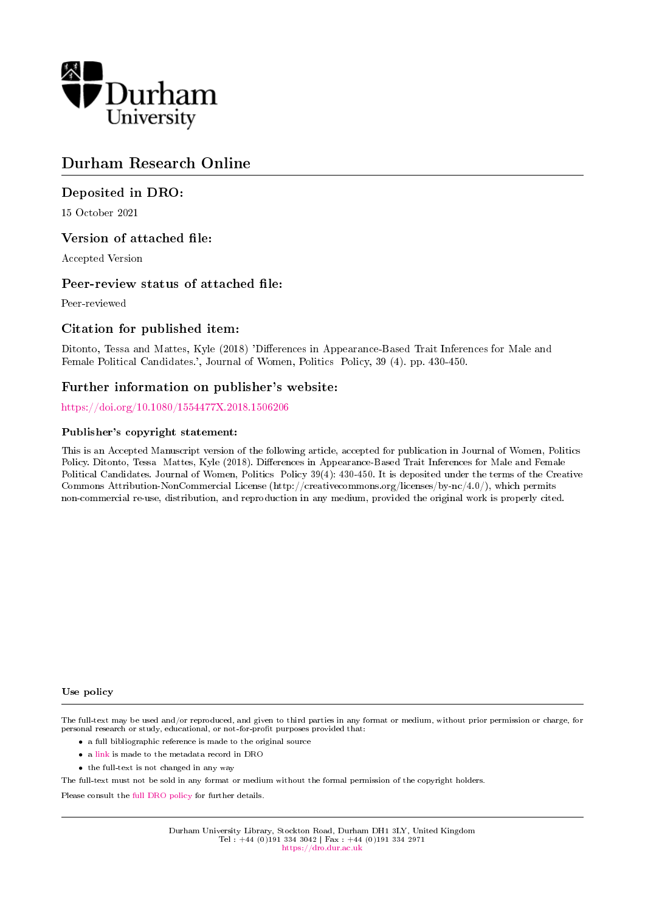Durham University

# Durham Research Online

## Deposited in DRO:

15 October 2021

## Version of attached file:

Accepted Version

## Peer-review status of attached file:

Peer-reviewed

## Citation for published item:

Ditonto, Tessa and Mattes, Kyle (2018) 'Differences in Appearance-Based Trait Inferences for Male and Female Political Candidates.', Journal of Women, Politics Policy, 39 (4). pp. 430-450.

## Further information on publisher's website:

https://doi.org/10.1080/1554477X.2018.1506206

### Publisher's copyright statement:

This is an Accepted Manuscript version of the following article, accepted for publication in Journal of Women, Politics Policy. Ditonto, Tessa Mattes, Kyle (2018). Differences in Appearance-Based Trait Inferences for Male and Female Political Candidates. Journal of Women, Politics Policy 39(4): 430-450. It is deposited under the terms of the Creative Commons Attribution-NonCommercial License (http://creativecommons.org/licenses/by-nc/4.0/), which permits non-commercial re-use, distribution, and reproduction in any medium, provided the original work is properly cited.

### Use policy

The full-text may be used and/or reproduced, and given to third parties in any format or medium, without prior permission or charge, for personal research or study, educational, or not-for-profit purposes provided that:

- a full bibliographic reference is made to the original source
- a link is made to the metadata record in DRO
- the full-text is not changed in any way

The full-text must not be sold in any format or medium without the formal permission of the copyright holders.

Please consult the full DRO policy for further details.

Durham University Library, Stockton Road, Durham DH1 3LY, United Kingdom
Tel : +44 (0)191 334 3042 | Fax : +44 (0)191 334 2971
https://dro.dur.ac.uk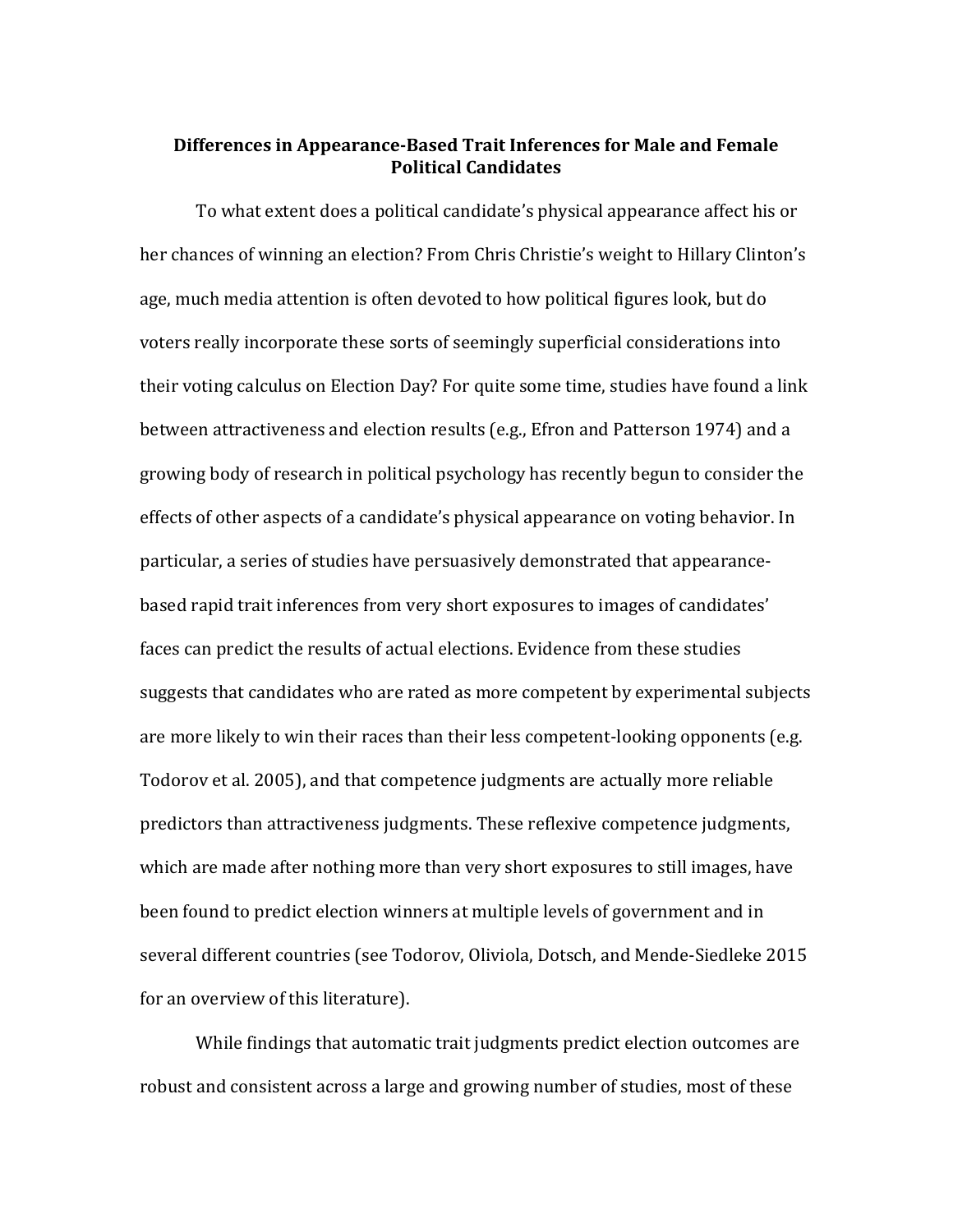# Differences in Appearance-Based Trait Inferences for Male and Female Political Candidates

To what extent does a political candidate's physical appearance affect his or her chances of winning an election? From Chris Christie's weight to Hillary Clinton's age, much media attention is often devoted to how political figures look, but do voters really incorporate these sorts of seemingly superficial considerations into their voting calculus on Election Day? For quite some time, studies have found a link between attractiveness and election results (e.g., Efron and Patterson 1974) and a growing body of research in political psychology has recently begun to consider the effects of other aspects of a candidate's physical appearance on voting behavior. In particular, a series of studies have persuasively demonstrated that appearance-based rapid trait inferences from very short exposures to images of candidates' faces can predict the results of actual elections. Evidence from these studies suggests that candidates who are rated as more competent by experimental subjects are more likely to win their races than their less competent-looking opponents (e.g. Todorov et al. 2005), and that competence judgments are actually more reliable predictors than attractiveness judgments. These reflexive competence judgments, which are made after nothing more than very short exposures to still images, have been found to predict election winners at multiple levels of government and in several different countries (see Todorov, Oliviola, Dotsch, and Mende-Siedleke 2015 for an overview of this literature).

While findings that automatic trait judgments predict election outcomes are robust and consistent across a large and growing number of studies, most of these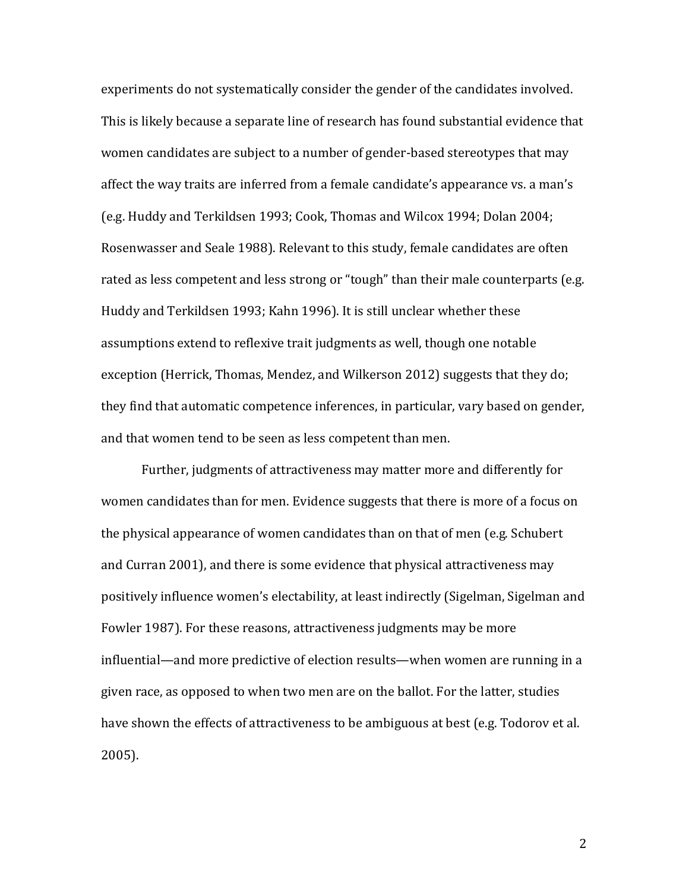experiments do not systematically consider the gender of the candidates involved. This is likely because a separate line of research has found substantial evidence that women candidates are subject to a number of gender-based stereotypes that may affect the way traits are inferred from a female candidate's appearance vs. a man's (e.g. Huddy and Terkildsen 1993; Cook, Thomas and Wilcox 1994; Dolan 2004; Rosenwasser and Seale 1988). Relevant to this study, female candidates are often rated as less competent and less strong or "tough" than their male counterparts (e.g. Huddy and Terkildsen 1993; Kahn 1996). It is still unclear whether these assumptions extend to reflexive trait judgments as well, though one notable exception (Herrick, Thomas, Mendez, and Wilkerson 2012) suggests that they do; they find that automatic competence inferences, in particular, vary based on gender, and that women tend to be seen as less competent than men.

Further, judgments of attractiveness may matter more and differently for women candidates than for men. Evidence suggests that there is more of a focus on the physical appearance of women candidates than on that of men (e.g. Schubert and Curran 2001), and there is some evidence that physical attractiveness may positively influence women's electability, at least indirectly (Sigelman, Sigelman and Fowler 1987). For these reasons, attractiveness judgments may be more influential—and more predictive of election results—when women are running in a given race, as opposed to when two men are on the ballot. For the latter, studies have shown the effects of attractiveness to be ambiguous at best (e.g. Todorov et al. 2005).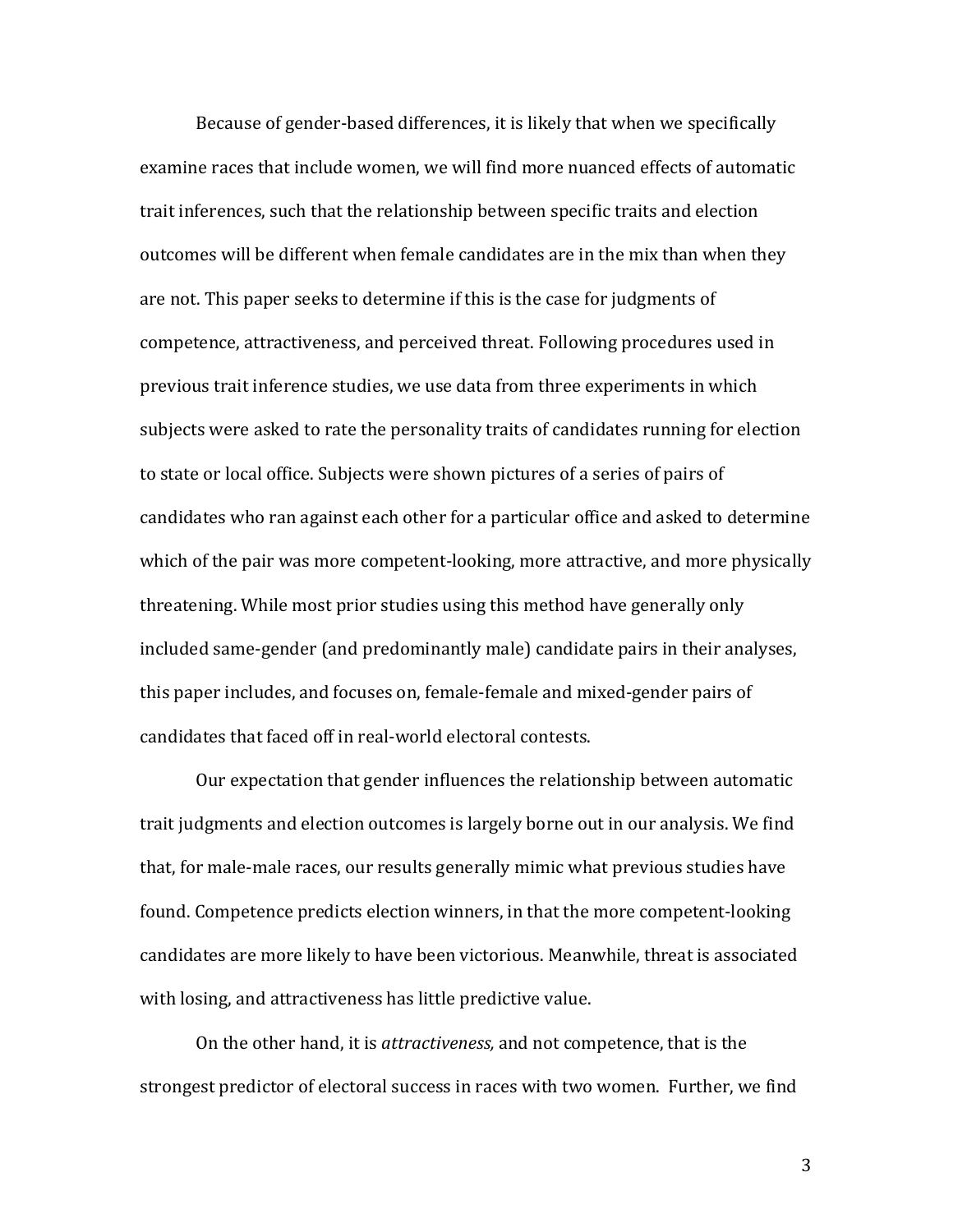Because of gender-based differences, it is likely that when we specifically examine races that include women, we will find more nuanced effects of automatic trait inferences, such that the relationship between specific traits and election outcomes will be different when female candidates are in the mix than when they are not. This paper seeks to determine if this is the case for judgments of competence, attractiveness, and perceived threat. Following procedures used in previous trait inference studies, we use data from three experiments in which subjects were asked to rate the personality traits of candidates running for election to state or local office. Subjects were shown pictures of a series of pairs of candidates who ran against each other for a particular office and asked to determine which of the pair was more competent-looking, more attractive, and more physically threatening. While most prior studies using this method have generally only included same-gender (and predominantly male) candidate pairs in their analyses, this paper includes, and focuses on, female-female and mixed-gender pairs of candidates that faced off in real-world electoral contests.

Our expectation that gender influences the relationship between automatic trait judgments and election outcomes is largely borne out in our analysis. We find that, for male-male races, our results generally mimic what previous studies have found. Competence predicts election winners, in that the more competent-looking candidates are more likely to have been victorious. Meanwhile, threat is associated with losing, and attractiveness has little predictive value.

On the other hand, it is *attractiveness,* and not competence, that is the strongest predictor of electoral success in races with two women. Further, we find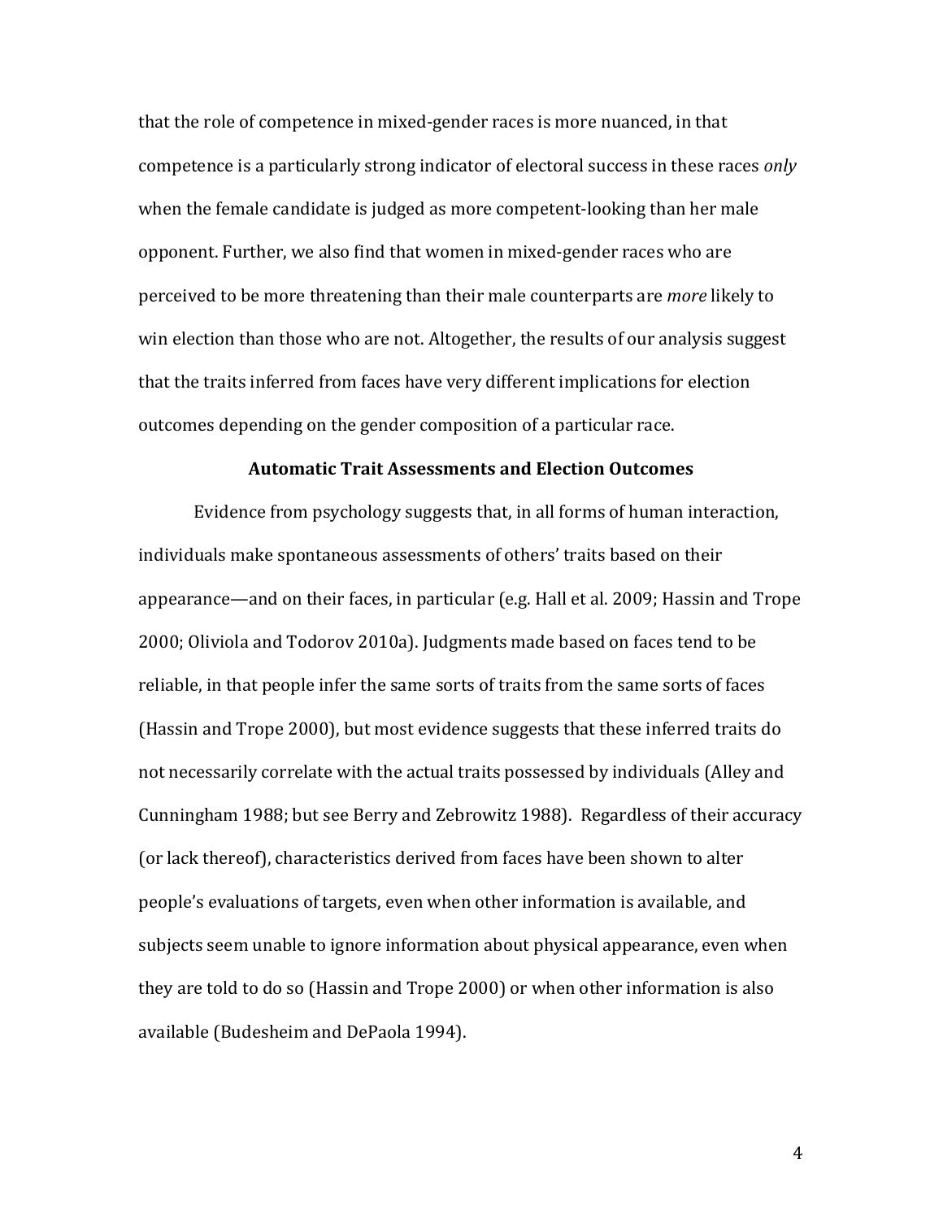that the role of competence in mixed-gender races is more nuanced, in that competence is a particularly strong indicator of electoral success in these races *only* when the female candidate is judged as more competent-looking than her male opponent. Further, we also find that women in mixed-gender races who are perceived to be more threatening than their male counterparts are *more* likely to win election than those who are not. Altogether, the results of our analysis suggest that the traits inferred from faces have very different implications for election outcomes depending on the gender composition of a particular race.

## Automatic Trait Assessments and Election Outcomes

Evidence from psychology suggests that, in all forms of human interaction, individuals make spontaneous assessments of others' traits based on their appearance—and on their faces, in particular (e.g. Hall et al. 2009; Hassin and Trope 2000; Oliviola and Todorov 2010a). Judgments made based on faces tend to be reliable, in that people infer the same sorts of traits from the same sorts of faces (Hassin and Trope 2000), but most evidence suggests that these inferred traits do not necessarily correlate with the actual traits possessed by individuals (Alley and Cunningham 1988; but see Berry and Zebrowitz 1988). Regardless of their accuracy (or lack thereof), characteristics derived from faces have been shown to alter people's evaluations of targets, even when other information is available, and subjects seem unable to ignore information about physical appearance, even when they are told to do so (Hassin and Trope 2000) or when other information is also available (Budesheim and DePaola 1994).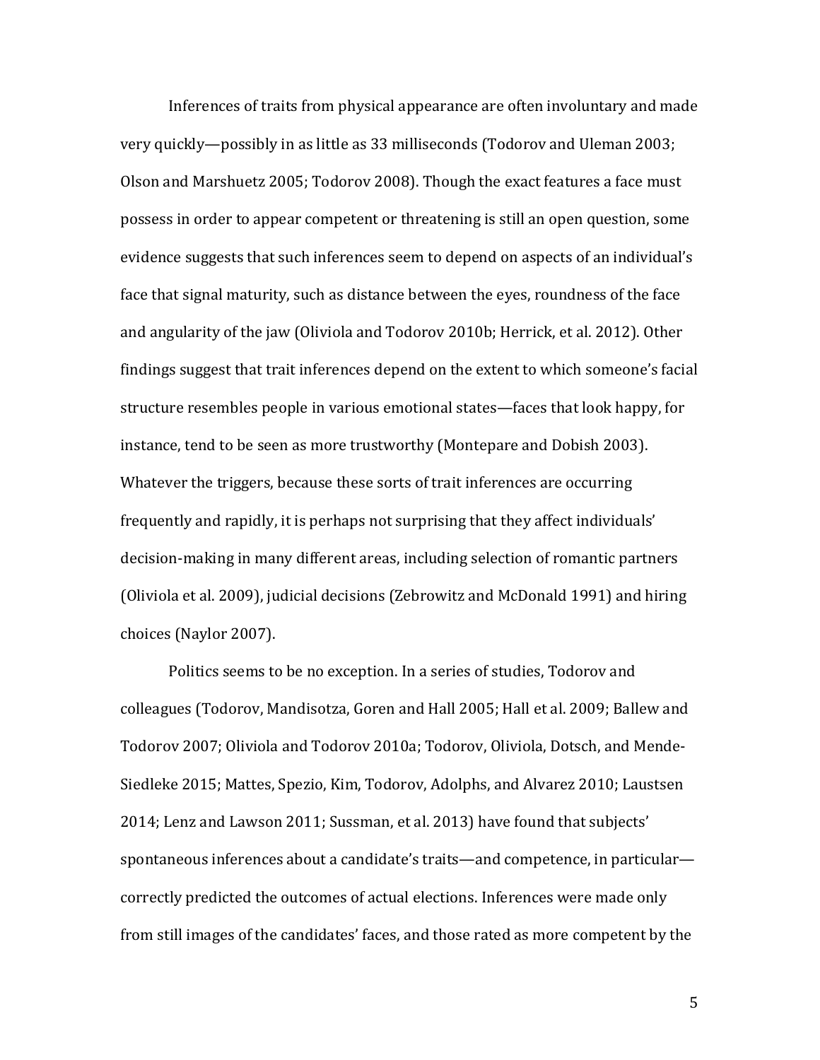Inferences of traits from physical appearance are often involuntary and made very quickly—possibly in as little as 33 milliseconds (Todorov and Uleman 2003; Olson and Marshuetz 2005; Todorov 2008). Though the exact features a face must possess in order to appear competent or threatening is still an open question, some evidence suggests that such inferences seem to depend on aspects of an individual's face that signal maturity, such as distance between the eyes, roundness of the face and angularity of the jaw (Oliviola and Todorov 2010b; Herrick, et al. 2012). Other findings suggest that trait inferences depend on the extent to which someone's facial structure resembles people in various emotional states—faces that look happy, for instance, tend to be seen as more trustworthy (Montepare and Dobish 2003). Whatever the triggers, because these sorts of trait inferences are occurring frequently and rapidly, it is perhaps not surprising that they affect individuals' decision-making in many different areas, including selection of romantic partners (Oliviola et al. 2009), judicial decisions (Zebrowitz and McDonald 1991) and hiring choices (Naylor 2007).

Politics seems to be no exception. In a series of studies, Todorov and colleagues (Todorov, Mandisotza, Goren and Hall 2005; Hall et al. 2009; Ballew and Todorov 2007; Oliviola and Todorov 2010a; Todorov, Oliviola, Dotsch, and Mende-Siedleke 2015; Mattes, Spezio, Kim, Todorov, Adolphs, and Alvarez 2010; Laustsen 2014; Lenz and Lawson 2011; Sussman, et al. 2013) have found that subjects' spontaneous inferences about a candidate's traits—and competence, in particular—correctly predicted the outcomes of actual elections. Inferences were made only from still images of the candidates' faces, and those rated as more competent by the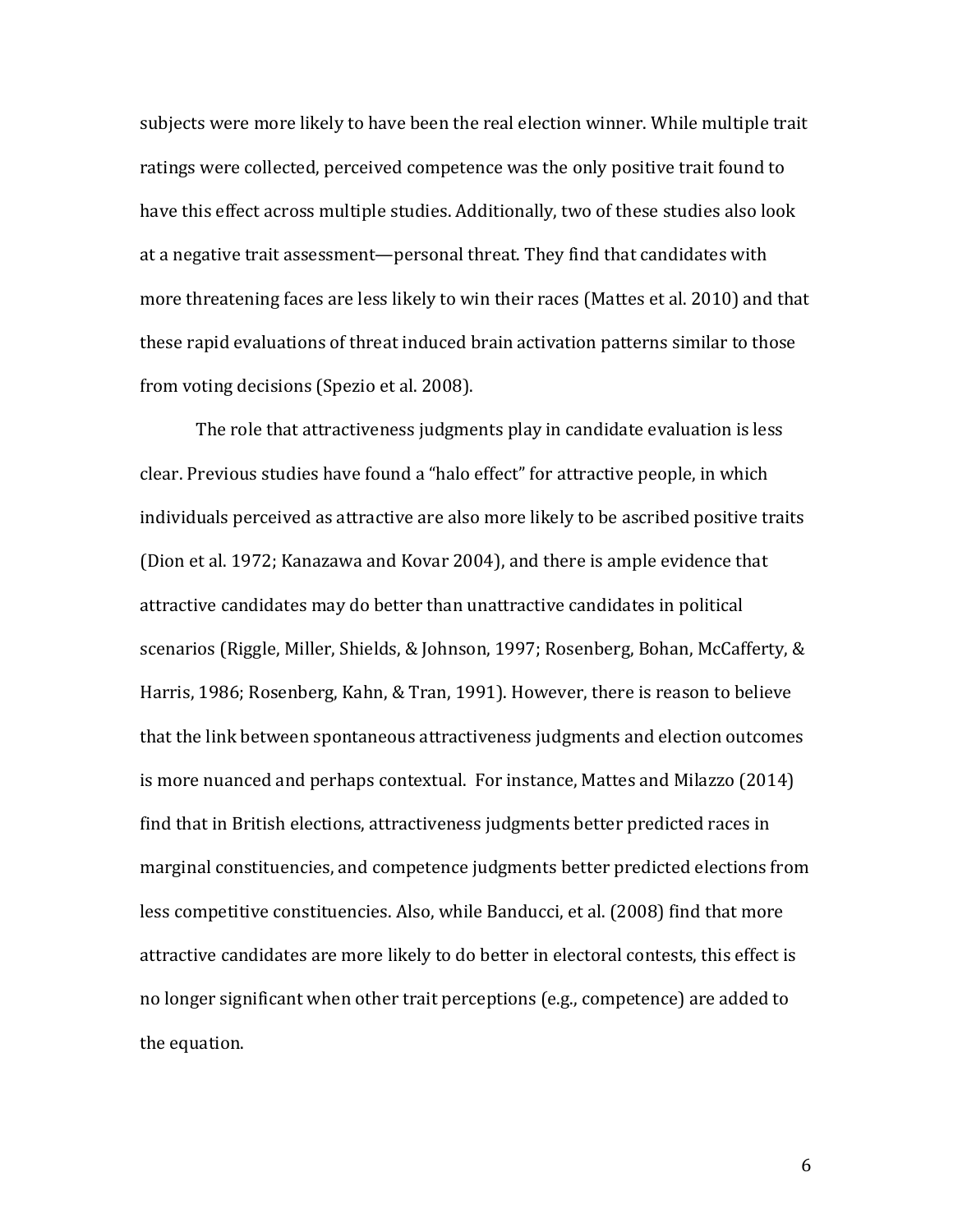subjects were more likely to have been the real election winner. While multiple trait ratings were collected, perceived competence was the only positive trait found to have this effect across multiple studies. Additionally, two of these studies also look at a negative trait assessment—personal threat. They find that candidates with more threatening faces are less likely to win their races (Mattes et al. 2010) and that these rapid evaluations of threat induced brain activation patterns similar to those from voting decisions (Spezio et al. 2008).

The role that attractiveness judgments play in candidate evaluation is less clear. Previous studies have found a "halo effect" for attractive people, in which individuals perceived as attractive are also more likely to be ascribed positive traits (Dion et al. 1972; Kanazawa and Kovar 2004), and there is ample evidence that attractive candidates may do better than unattractive candidates in political scenarios (Riggle, Miller, Shields, & Johnson, 1997; Rosenberg, Bohan, McCafferty, & Harris, 1986; Rosenberg, Kahn, & Tran, 1991). However, there is reason to believe that the link between spontaneous attractiveness judgments and election outcomes is more nuanced and perhaps contextual. For instance, Mattes and Milazzo (2014) find that in British elections, attractiveness judgments better predicted races in marginal constituencies, and competence judgments better predicted elections from less competitive constituencies. Also, while Banducci, et al. (2008) find that more attractive candidates are more likely to do better in electoral contests, this effect is no longer significant when other trait perceptions (e.g., competence) are added to the equation.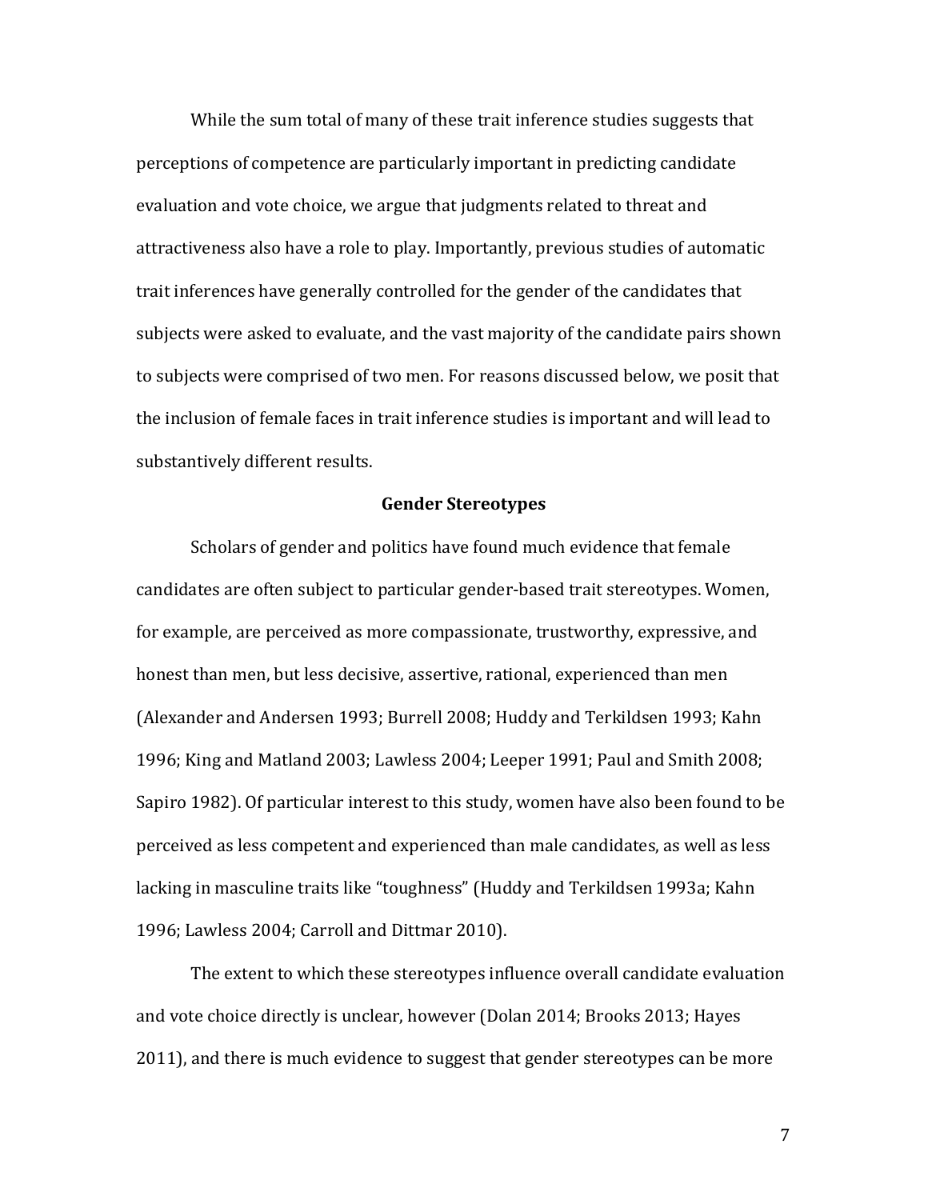While the sum total of many of these trait inference studies suggests that perceptions of competence are particularly important in predicting candidate evaluation and vote choice, we argue that judgments related to threat and attractiveness also have a role to play. Importantly, previous studies of automatic trait inferences have generally controlled for the gender of the candidates that subjects were asked to evaluate, and the vast majority of the candidate pairs shown to subjects were comprised of two men. For reasons discussed below, we posit that the inclusion of female faces in trait inference studies is important and will lead to substantively different results.

## Gender Stereotypes

Scholars of gender and politics have found much evidence that female candidates are often subject to particular gender-based trait stereotypes. Women, for example, are perceived as more compassionate, trustworthy, expressive, and honest than men, but less decisive, assertive, rational, experienced than men (Alexander and Andersen 1993; Burrell 2008; Huddy and Terkildsen 1993; Kahn 1996; King and Matland 2003; Lawless 2004; Leeper 1991; Paul and Smith 2008; Sapiro 1982). Of particular interest to this study, women have also been found to be perceived as less competent and experienced than male candidates, as well as less lacking in masculine traits like "toughness" (Huddy and Terkildsen 1993a; Kahn 1996; Lawless 2004; Carroll and Dittmar 2010).

The extent to which these stereotypes influence overall candidate evaluation and vote choice directly is unclear, however (Dolan 2014; Brooks 2013; Hayes 2011), and there is much evidence to suggest that gender stereotypes can be more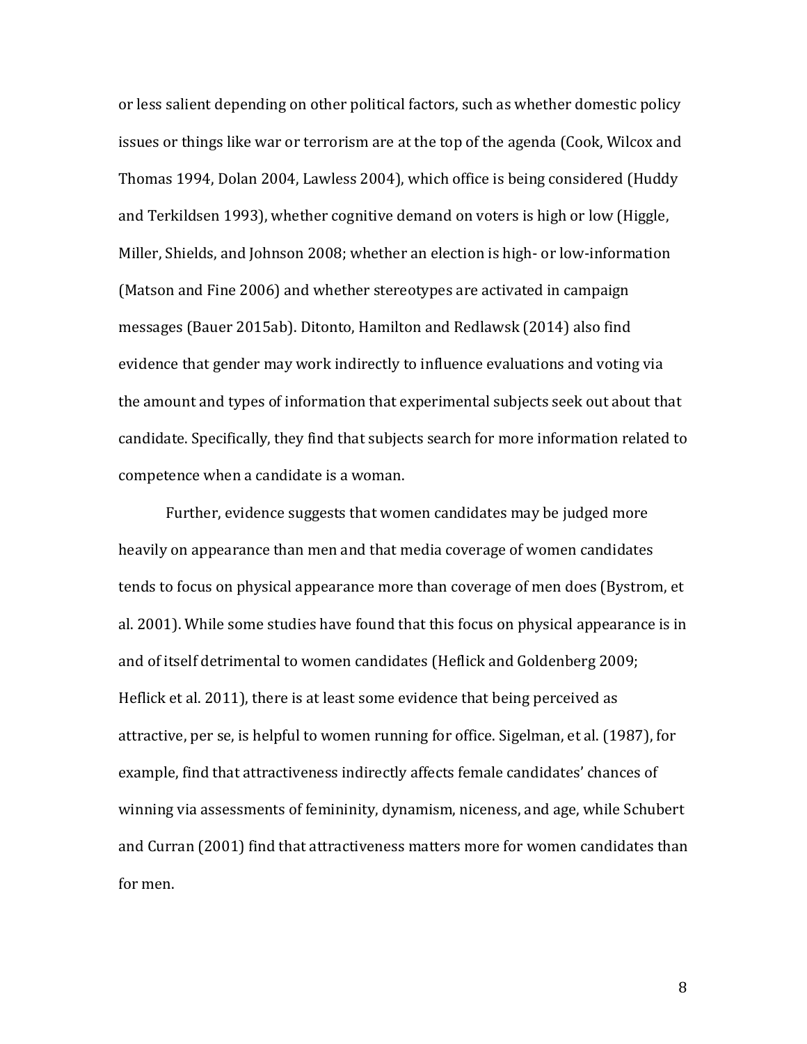or less salient depending on other political factors, such as whether domestic policy issues or things like war or terrorism are at the top of the agenda (Cook, Wilcox and Thomas 1994, Dolan 2004, Lawless 2004), which office is being considered (Huddy and Terkildsen 1993), whether cognitive demand on voters is high or low (Higgle, Miller, Shields, and Johnson 2008; whether an election is high- or low-information (Matson and Fine 2006) and whether stereotypes are activated in campaign messages (Bauer 2015ab). Ditonto, Hamilton and Redlawsk (2014) also find evidence that gender may work indirectly to influence evaluations and voting via the amount and types of information that experimental subjects seek out about that candidate. Specifically, they find that subjects search for more information related to competence when a candidate is a woman.

Further, evidence suggests that women candidates may be judged more heavily on appearance than men and that media coverage of women candidates tends to focus on physical appearance more than coverage of men does (Bystrom, et al. 2001). While some studies have found that this focus on physical appearance is in and of itself detrimental to women candidates (Heflick and Goldenberg 2009; Heflick et al. 2011), there is at least some evidence that being perceived as attractive, per se, is helpful to women running for office. Sigelman, et al. (1987), for example, find that attractiveness indirectly affects female candidates' chances of winning via assessments of femininity, dynamism, niceness, and age, while Schubert and Curran (2001) find that attractiveness matters more for women candidates than for men.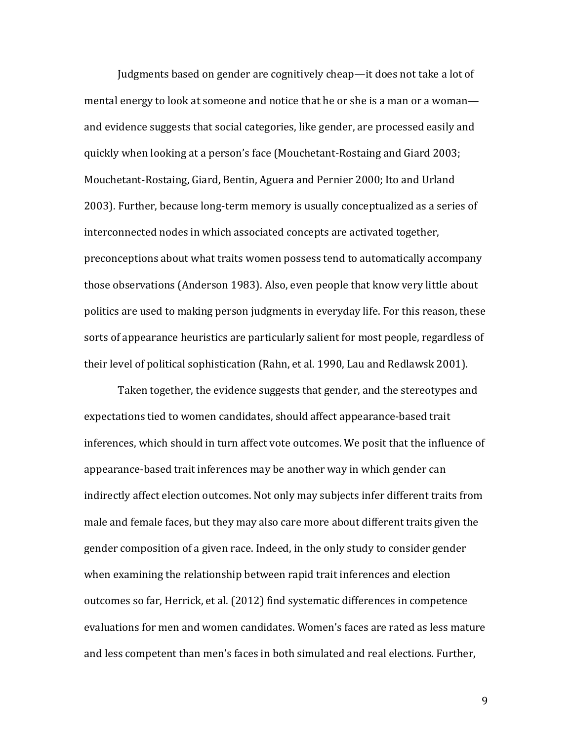Judgments based on gender are cognitively cheap—it does not take a lot of mental energy to look at someone and notice that he or she is a man or a woman—and evidence suggests that social categories, like gender, are processed easily and quickly when looking at a person's face (Mouchetant-Rostaing and Giard 2003; Mouchetant-Rostaing, Giard, Bentin, Aguera and Pernier 2000; Ito and Urland 2003). Further, because long-term memory is usually conceptualized as a series of interconnected nodes in which associated concepts are activated together, preconceptions about what traits women possess tend to automatically accompany those observations (Anderson 1983). Also, even people that know very little about politics are used to making person judgments in everyday life. For this reason, these sorts of appearance heuristics are particularly salient for most people, regardless of their level of political sophistication (Rahn, et al. 1990, Lau and Redlawsk 2001).

Taken together, the evidence suggests that gender, and the stereotypes and expectations tied to women candidates, should affect appearance-based trait inferences, which should in turn affect vote outcomes. We posit that the influence of appearance-based trait inferences may be another way in which gender can indirectly affect election outcomes. Not only may subjects infer different traits from male and female faces, but they may also care more about different traits given the gender composition of a given race. Indeed, in the only study to consider gender when examining the relationship between rapid trait inferences and election outcomes so far, Herrick, et al. (2012) find systematic differences in competence evaluations for men and women candidates. Women's faces are rated as less mature and less competent than men's faces in both simulated and real elections. Further,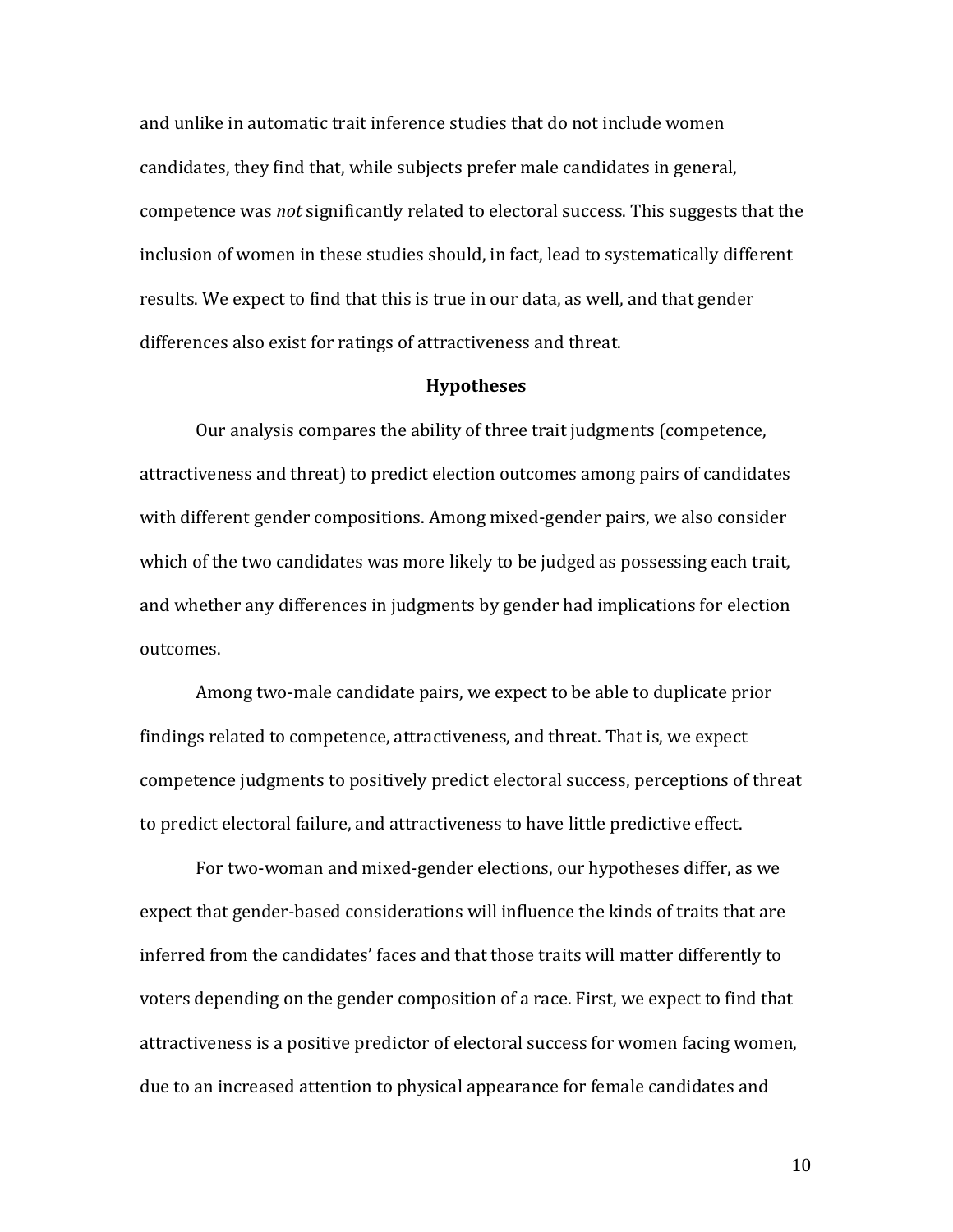and unlike in automatic trait inference studies that do not include women candidates, they find that, while subjects prefer male candidates in general, competence was *not* significantly related to electoral success. This suggests that the inclusion of women in these studies should, in fact, lead to systematically different results. We expect to find that this is true in our data, as well, and that gender differences also exist for ratings of attractiveness and threat.

## Hypotheses

Our analysis compares the ability of three trait judgments (competence, attractiveness and threat) to predict election outcomes among pairs of candidates with different gender compositions. Among mixed-gender pairs, we also consider which of the two candidates was more likely to be judged as possessing each trait, and whether any differences in judgments by gender had implications for election outcomes.

Among two-male candidate pairs, we expect to be able to duplicate prior findings related to competence, attractiveness, and threat. That is, we expect competence judgments to positively predict electoral success, perceptions of threat to predict electoral failure, and attractiveness to have little predictive effect.

For two-woman and mixed-gender elections, our hypotheses differ, as we expect that gender-based considerations will influence the kinds of traits that are inferred from the candidates' faces and that those traits will matter differently to voters depending on the gender composition of a race. First, we expect to find that attractiveness is a positive predictor of electoral success for women facing women, due to an increased attention to physical appearance for female candidates and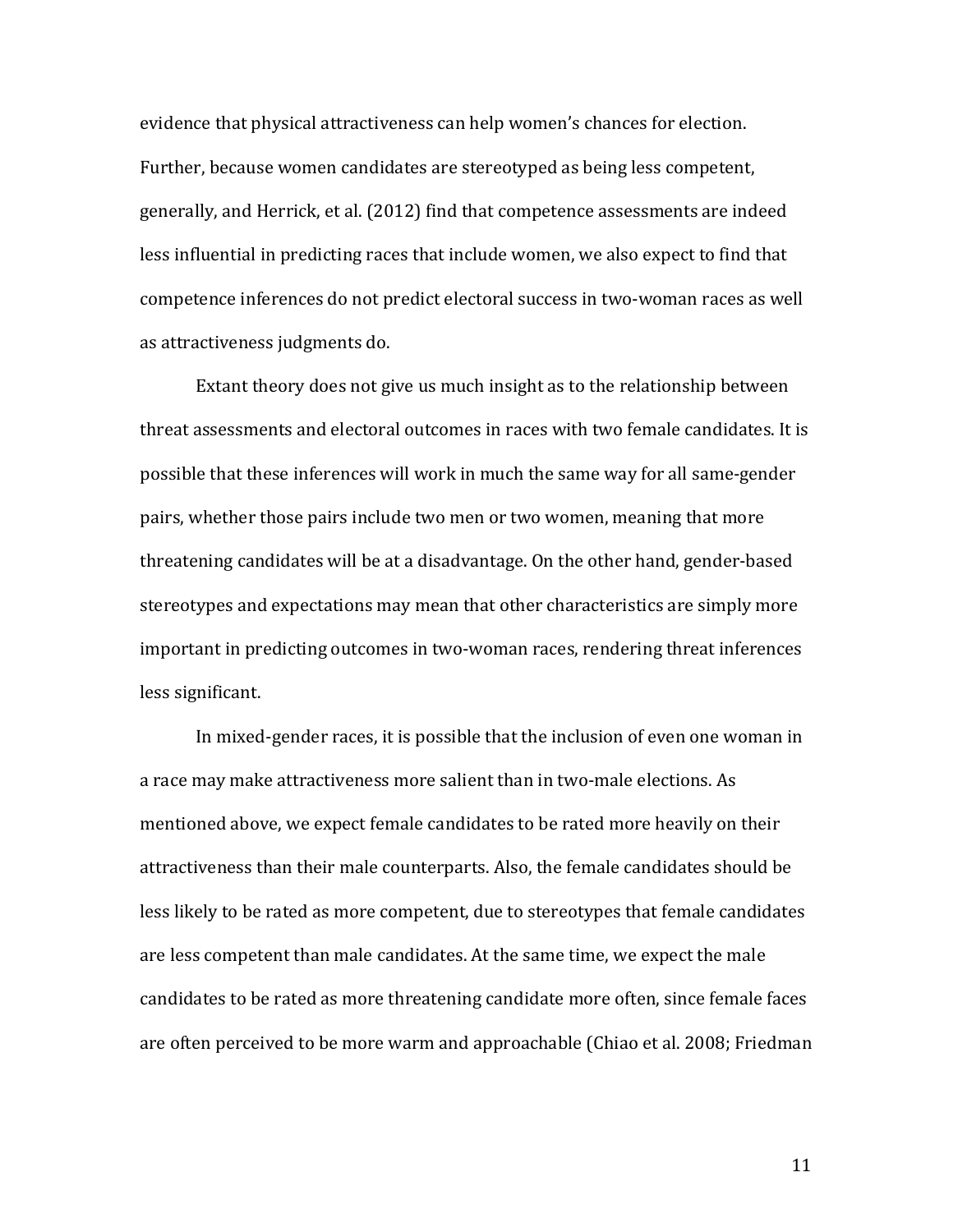evidence that physical attractiveness can help women's chances for election. Further, because women candidates are stereotyped as being less competent, generally, and Herrick, et al. (2012) find that competence assessments are indeed less influential in predicting races that include women, we also expect to find that competence inferences do not predict electoral success in two-woman races as well as attractiveness judgments do.

Extant theory does not give us much insight as to the relationship between threat assessments and electoral outcomes in races with two female candidates. It is possible that these inferences will work in much the same way for all same-gender pairs, whether those pairs include two men or two women, meaning that more threatening candidates will be at a disadvantage. On the other hand, gender-based stereotypes and expectations may mean that other characteristics are simply more important in predicting outcomes in two-woman races, rendering threat inferences less significant.

In mixed-gender races, it is possible that the inclusion of even one woman in a race may make attractiveness more salient than in two-male elections. As mentioned above, we expect female candidates to be rated more heavily on their attractiveness than their male counterparts. Also, the female candidates should be less likely to be rated as more competent, due to stereotypes that female candidates are less competent than male candidates. At the same time, we expect the male candidates to be rated as more threatening candidate more often, since female faces are often perceived to be more warm and approachable (Chiao et al. 2008; Friedman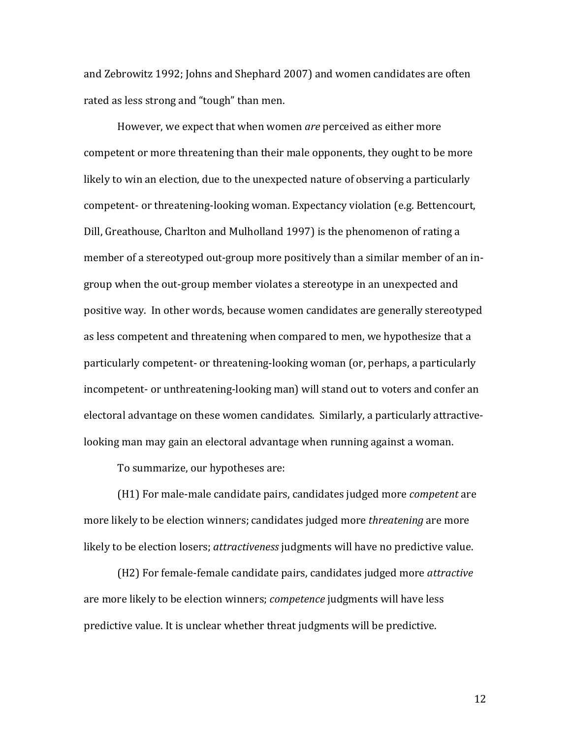and Zebrowitz 1992; Johns and Shephard 2007) and women candidates are often rated as less strong and "tough" than men.

However, we expect that when women *are* perceived as either more competent or more threatening than their male opponents, they ought to be more likely to win an election, due to the unexpected nature of observing a particularly competent- or threatening-looking woman. Expectancy violation (e.g. Bettencourt, Dill, Greathouse, Charlton and Mulholland 1997) is the phenomenon of rating a member of a stereotyped out-group more positively than a similar member of an in-group when the out-group member violates a stereotype in an unexpected and positive way. In other words, because women candidates are generally stereotyped as less competent and threatening when compared to men, we hypothesize that a particularly competent- or threatening-looking woman (or, perhaps, a particularly incompetent- or unthreatening-looking man) will stand out to voters and confer an electoral advantage on these women candidates. Similarly, a particularly attractive-looking man may gain an electoral advantage when running against a woman.

To summarize, our hypotheses are:

(H1) For male-male candidate pairs, candidates judged more *competent* are more likely to be election winners; candidates judged more *threatening* are more likely to be election losers; *attractiveness* judgments will have no predictive value.

(H2) For female-female candidate pairs, candidates judged more *attractive* are more likely to be election winners; *competence* judgments will have less predictive value. It is unclear whether threat judgments will be predictive.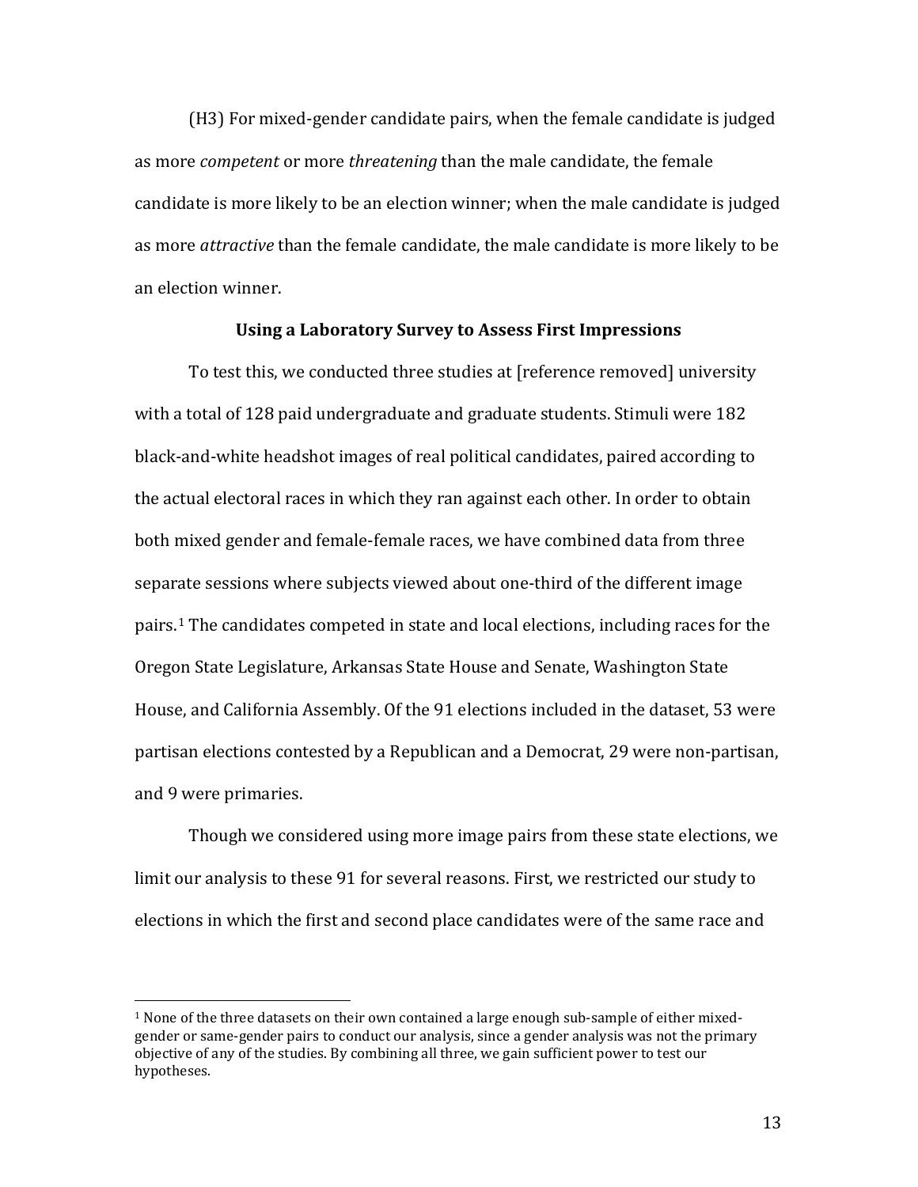(H3) For mixed-gender candidate pairs, when the female candidate is judged as more *competent* or more *threatening* than the male candidate, the female candidate is more likely to be an election winner; when the male candidate is judged as more *attractive* than the female candidate, the male candidate is more likely to be an election winner.

### Using a Laboratory Survey to Assess First Impressions

To test this, we conducted three studies at [reference removed] university with a total of 128 paid undergraduate and graduate students. Stimuli were 182 black-and-white headshot images of real political candidates, paired according to the actual electoral races in which they ran against each other. In order to obtain both mixed gender and female-female races, we have combined data from three separate sessions where subjects viewed about one-third of the different image pairs.[1] The candidates competed in state and local elections, including races for the Oregon State Legislature, Arkansas State House and Senate, Washington State House, and California Assembly. Of the 91 elections included in the dataset, 53 were partisan elections contested by a Republican and a Democrat, 29 were non-partisan, and 9 were primaries.

Though we considered using more image pairs from these state elections, we limit our analysis to these 91 for several reasons. First, we restricted our study to elections in which the first and second place candidates were of the same race and

[1] None of the three datasets on their own contained a large enough sub-sample of either mixed-gender or same-gender pairs to conduct our analysis, since a gender analysis was not the primary objective of any of the studies. By combining all three, we gain sufficient power to test our hypotheses.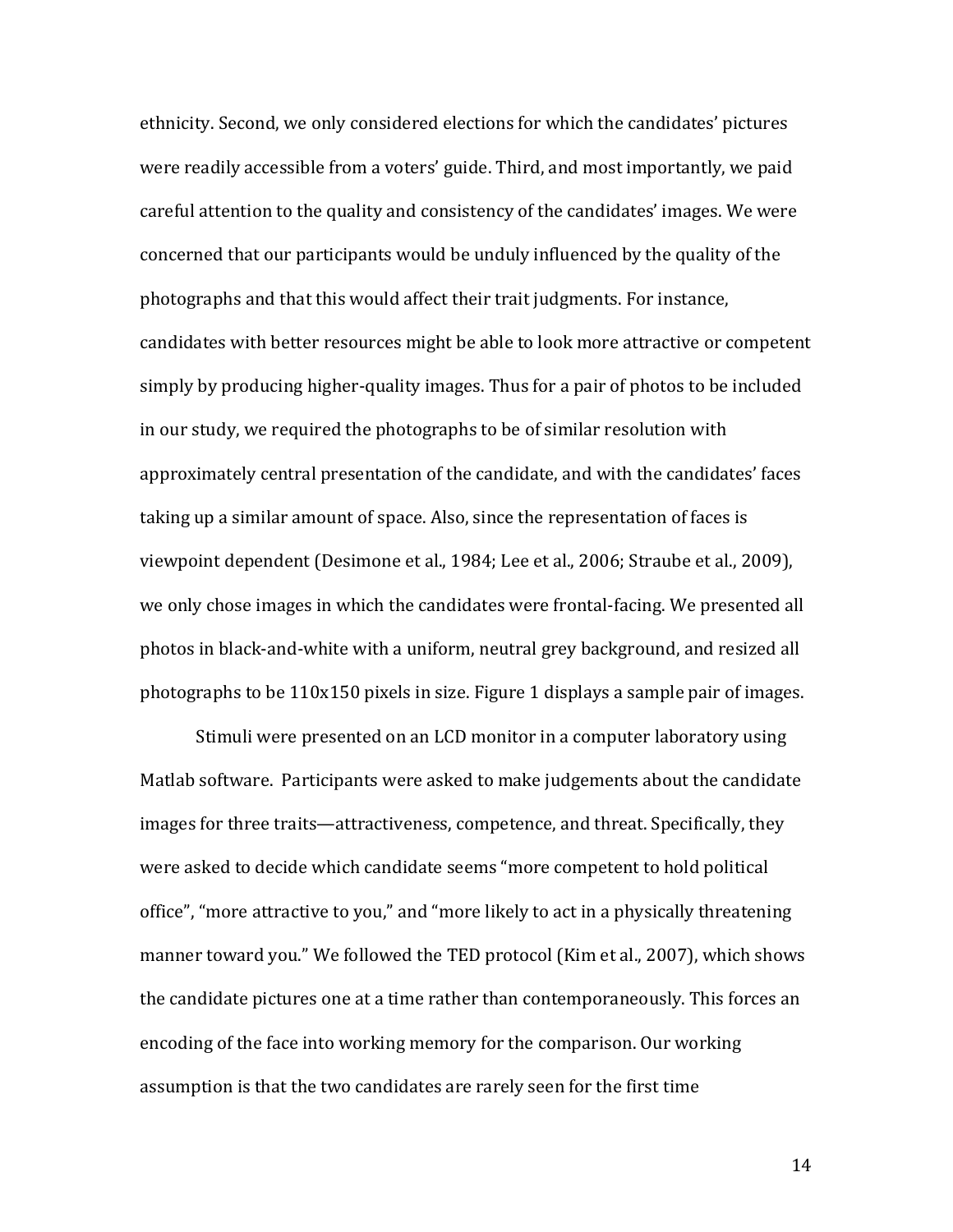ethnicity. Second, we only considered elections for which the candidates' pictures were readily accessible from a voters' guide. Third, and most importantly, we paid careful attention to the quality and consistency of the candidates' images. We were concerned that our participants would be unduly influenced by the quality of the photographs and that this would affect their trait judgments. For instance, candidates with better resources might be able to look more attractive or competent simply by producing higher-quality images. Thus for a pair of photos to be included in our study, we required the photographs to be of similar resolution with approximately central presentation of the candidate, and with the candidates' faces taking up a similar amount of space. Also, since the representation of faces is viewpoint dependent (Desimone et al., 1984; Lee et al., 2006; Straube et al., 2009), we only chose images in which the candidates were frontal-facing. We presented all photos in black-and-white with a uniform, neutral grey background, and resized all photographs to be 110x150 pixels in size. Figure 1 displays a sample pair of images.

Stimuli were presented on an LCD monitor in a computer laboratory using Matlab software. Participants were asked to make judgements about the candidate images for three traits—attractiveness, competence, and threat. Specifically, they were asked to decide which candidate seems "more competent to hold political office", "more attractive to you," and "more likely to act in a physically threatening manner toward you." We followed the TED protocol (Kim et al., 2007), which shows the candidate pictures one at a time rather than contemporaneously. This forces an encoding of the face into working memory for the comparison. Our working assumption is that the two candidates are rarely seen for the first time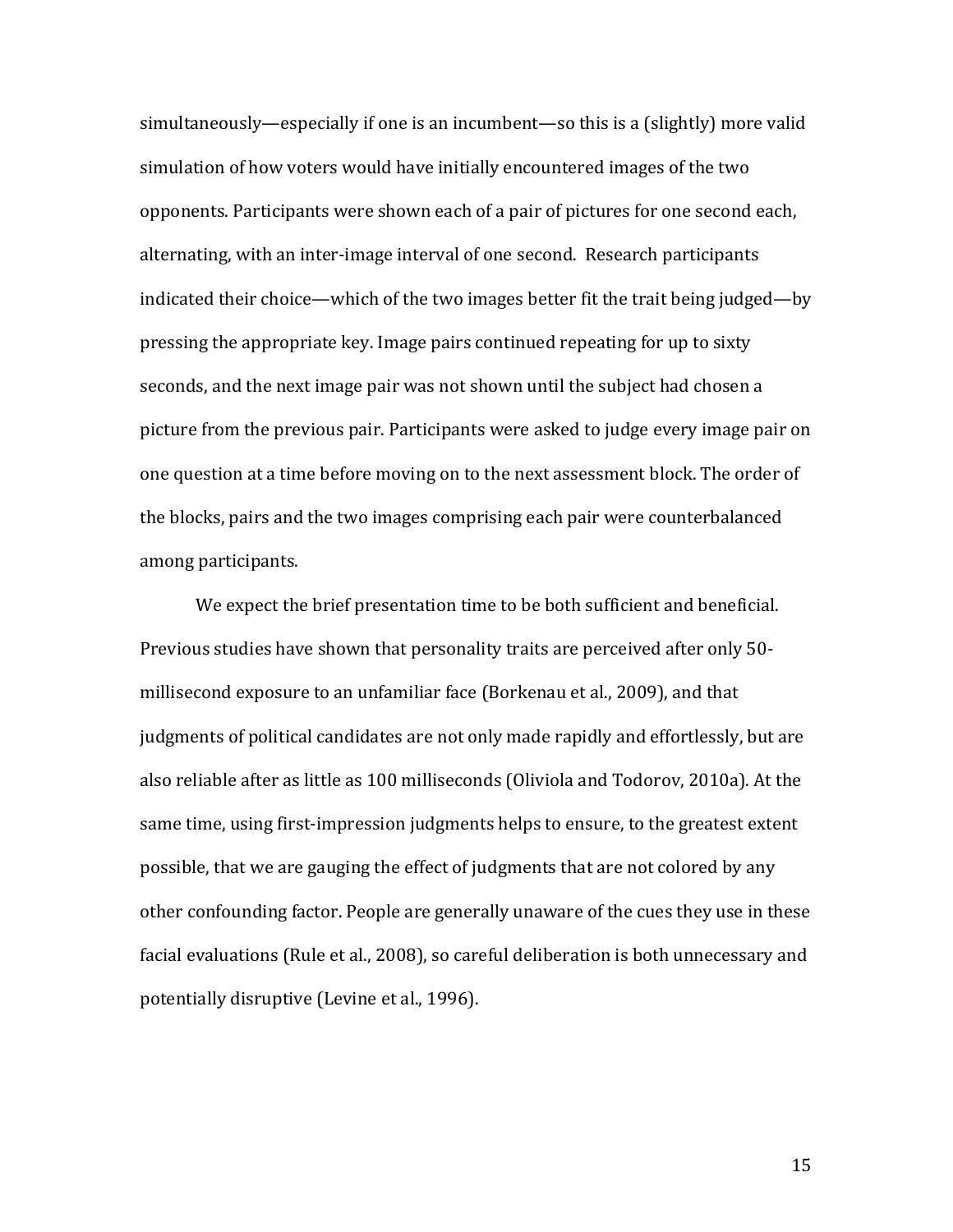simultaneously—especially if one is an incumbent—so this is a (slightly) more valid simulation of how voters would have initially encountered images of the two opponents. Participants were shown each of a pair of pictures for one second each, alternating, with an inter-image interval of one second. Research participants indicated their choice—which of the two images better fit the trait being judged—by pressing the appropriate key. Image pairs continued repeating for up to sixty seconds, and the next image pair was not shown until the subject had chosen a picture from the previous pair. Participants were asked to judge every image pair on one question at a time before moving on to the next assessment block. The order of the blocks, pairs and the two images comprising each pair were counterbalanced among participants.

We expect the brief presentation time to be both sufficient and beneficial. Previous studies have shown that personality traits are perceived after only 50-millisecond exposure to an unfamiliar face (Borkenau et al., 2009), and that judgments of political candidates are not only made rapidly and effortlessly, but are also reliable after as little as 100 milliseconds (Oliviola and Todorov, 2010a). At the same time, using first-impression judgments helps to ensure, to the greatest extent possible, that we are gauging the effect of judgments that are not colored by any other confounding factor. People are generally unaware of the cues they use in these facial evaluations (Rule et al., 2008), so careful deliberation is both unnecessary and potentially disruptive (Levine et al., 1996).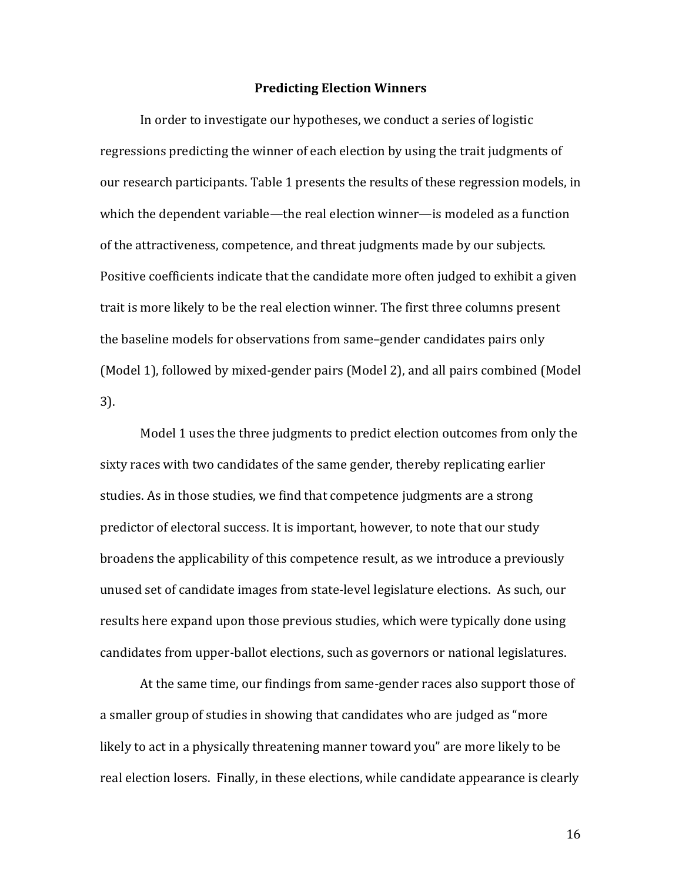## Predicting Election Winners

In order to investigate our hypotheses, we conduct a series of logistic regressions predicting the winner of each election by using the trait judgments of our research participants. Table 1 presents the results of these regression models, in which the dependent variable—the real election winner—is modeled as a function of the attractiveness, competence, and threat judgments made by our subjects. Positive coefficients indicate that the candidate more often judged to exhibit a given trait is more likely to be the real election winner. The first three columns present the baseline models for observations from same–gender candidates pairs only (Model 1), followed by mixed-gender pairs (Model 2), and all pairs combined (Model 3).

Model 1 uses the three judgments to predict election outcomes from only the sixty races with two candidates of the same gender, thereby replicating earlier studies. As in those studies, we find that competence judgments are a strong predictor of electoral success. It is important, however, to note that our study broadens the applicability of this competence result, as we introduce a previously unused set of candidate images from state-level legislature elections. As such, our results here expand upon those previous studies, which were typically done using candidates from upper-ballot elections, such as governors or national legislatures.

At the same time, our findings from same-gender races also support those of a smaller group of studies in showing that candidates who are judged as "more likely to act in a physically threatening manner toward you" are more likely to be real election losers. Finally, in these elections, while candidate appearance is clearly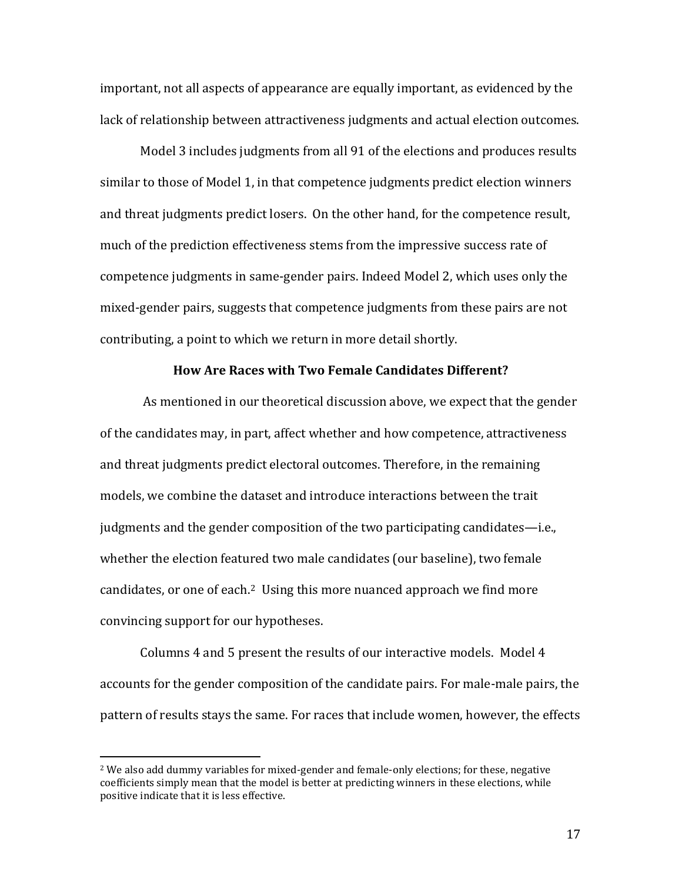important, not all aspects of appearance are equally important, as evidenced by the lack of relationship between attractiveness judgments and actual election outcomes.

Model 3 includes judgments from all 91 of the elections and produces results similar to those of Model 1, in that competence judgments predict election winners and threat judgments predict losers. On the other hand, for the competence result, much of the prediction effectiveness stems from the impressive success rate of competence judgments in same-gender pairs. Indeed Model 2, which uses only the mixed-gender pairs, suggests that competence judgments from these pairs are not contributing, a point to which we return in more detail shortly.

### How Are Races with Two Female Candidates Different?

As mentioned in our theoretical discussion above, we expect that the gender of the candidates may, in part, affect whether and how competence, attractiveness and threat judgments predict electoral outcomes. Therefore, in the remaining models, we combine the dataset and introduce interactions between the trait judgments and the gender composition of the two participating candidates—i.e., whether the election featured two male candidates (our baseline), two female candidates, or one of each.[2] Using this more nuanced approach we find more convincing support for our hypotheses.

Columns 4 and 5 present the results of our interactive models. Model 4 accounts for the gender composition of the candidate pairs. For male-male pairs, the pattern of results stays the same. For races that include women, however, the effects

[2] We also add dummy variables for mixed-gender and female-only elections; for these, negative coefficients simply mean that the model is better at predicting winners in these elections, while positive indicate that it is less effective.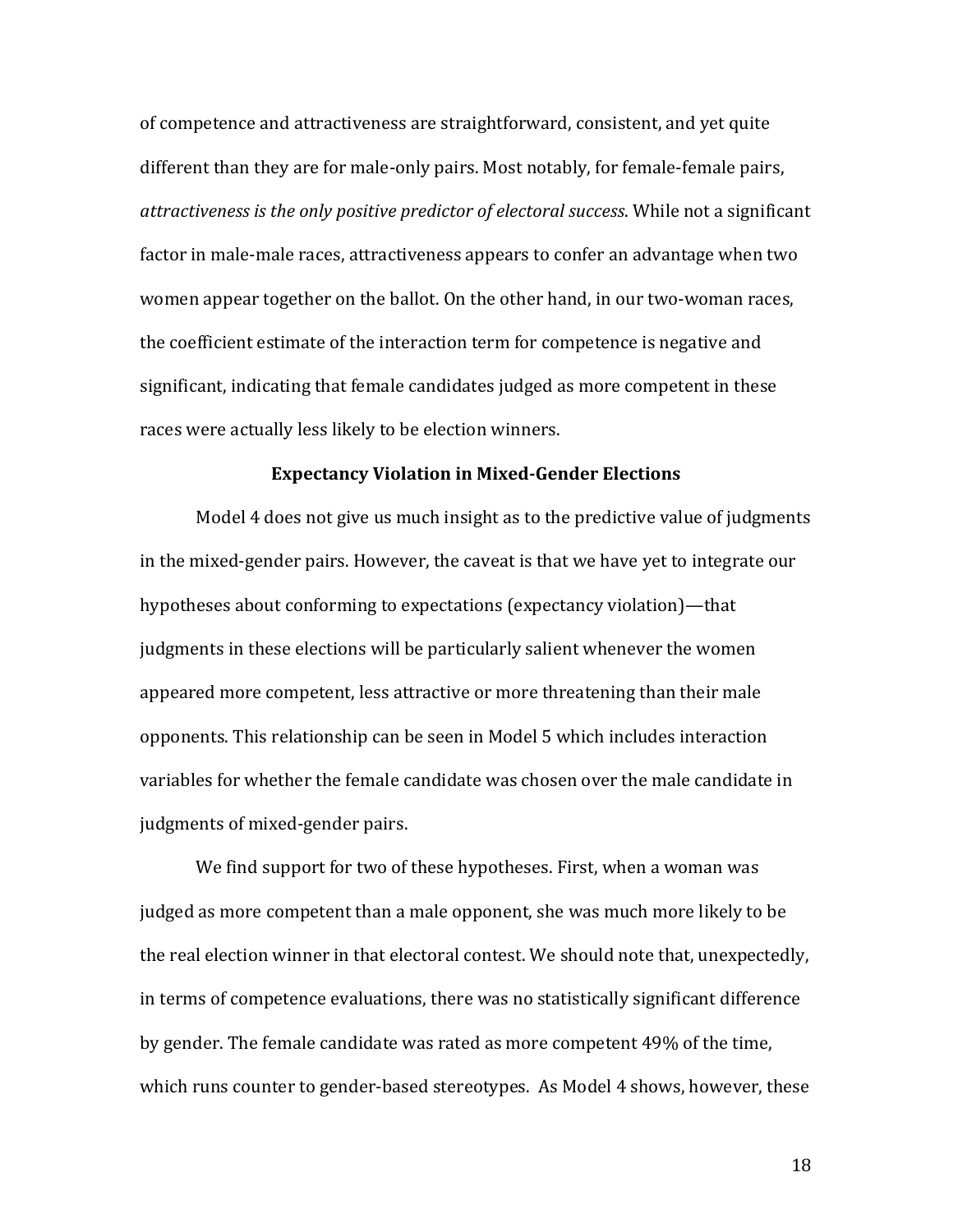of competence and attractiveness are straightforward, consistent, and yet quite different than they are for male-only pairs. Most notably, for female-female pairs, *attractiveness is the only positive predictor of electoral success*. While not a significant factor in male-male races, attractiveness appears to confer an advantage when two women appear together on the ballot. On the other hand, in our two-woman races, the coefficient estimate of the interaction term for competence is negative and significant, indicating that female candidates judged as more competent in these races were actually less likely to be election winners.

### Expectancy Violation in Mixed-Gender Elections

Model 4 does not give us much insight as to the predictive value of judgments in the mixed-gender pairs. However, the caveat is that we have yet to integrate our hypotheses about conforming to expectations (expectancy violation)—that judgments in these elections will be particularly salient whenever the women appeared more competent, less attractive or more threatening than their male opponents. This relationship can be seen in Model 5 which includes interaction variables for whether the female candidate was chosen over the male candidate in judgments of mixed-gender pairs.

We find support for two of these hypotheses. First, when a woman was judged as more competent than a male opponent, she was much more likely to be the real election winner in that electoral contest. We should note that, unexpectedly, in terms of competence evaluations, there was no statistically significant difference by gender. The female candidate was rated as more competent 49% of the time, which runs counter to gender-based stereotypes. As Model 4 shows, however, these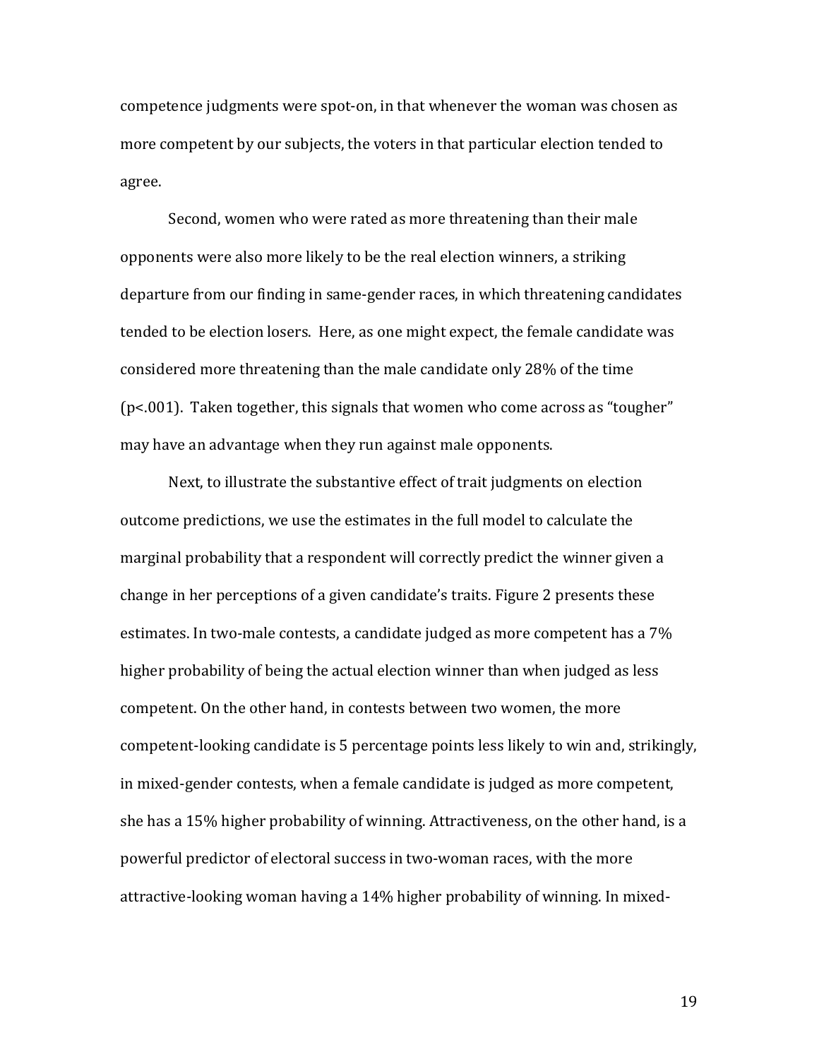competence judgments were spot-on, in that whenever the woman was chosen as more competent by our subjects, the voters in that particular election tended to agree.

Second, women who were rated as more threatening than their male opponents were also more likely to be the real election winners, a striking departure from our finding in same-gender races, in which threatening candidates tended to be election losers. Here, as one might expect, the female candidate was considered more threatening than the male candidate only 28% of the time ($p<.001$). Taken together, this signals that women who come across as "tougher" may have an advantage when they run against male opponents.

Next, to illustrate the substantive effect of trait judgments on election outcome predictions, we use the estimates in the full model to calculate the marginal probability that a respondent will correctly predict the winner given a change in her perceptions of a given candidate's traits. Figure 2 presents these estimates. In two-male contests, a candidate judged as more competent has a 7% higher probability of being the actual election winner than when judged as less competent. On the other hand, in contests between two women, the more competent-looking candidate is 5 percentage points less likely to win and, strikingly, in mixed-gender contests, when a female candidate is judged as more competent, she has a 15% higher probability of winning. Attractiveness, on the other hand, is a powerful predictor of electoral success in two-woman races, with the more attractive-looking woman having a 14% higher probability of winning. In mixed-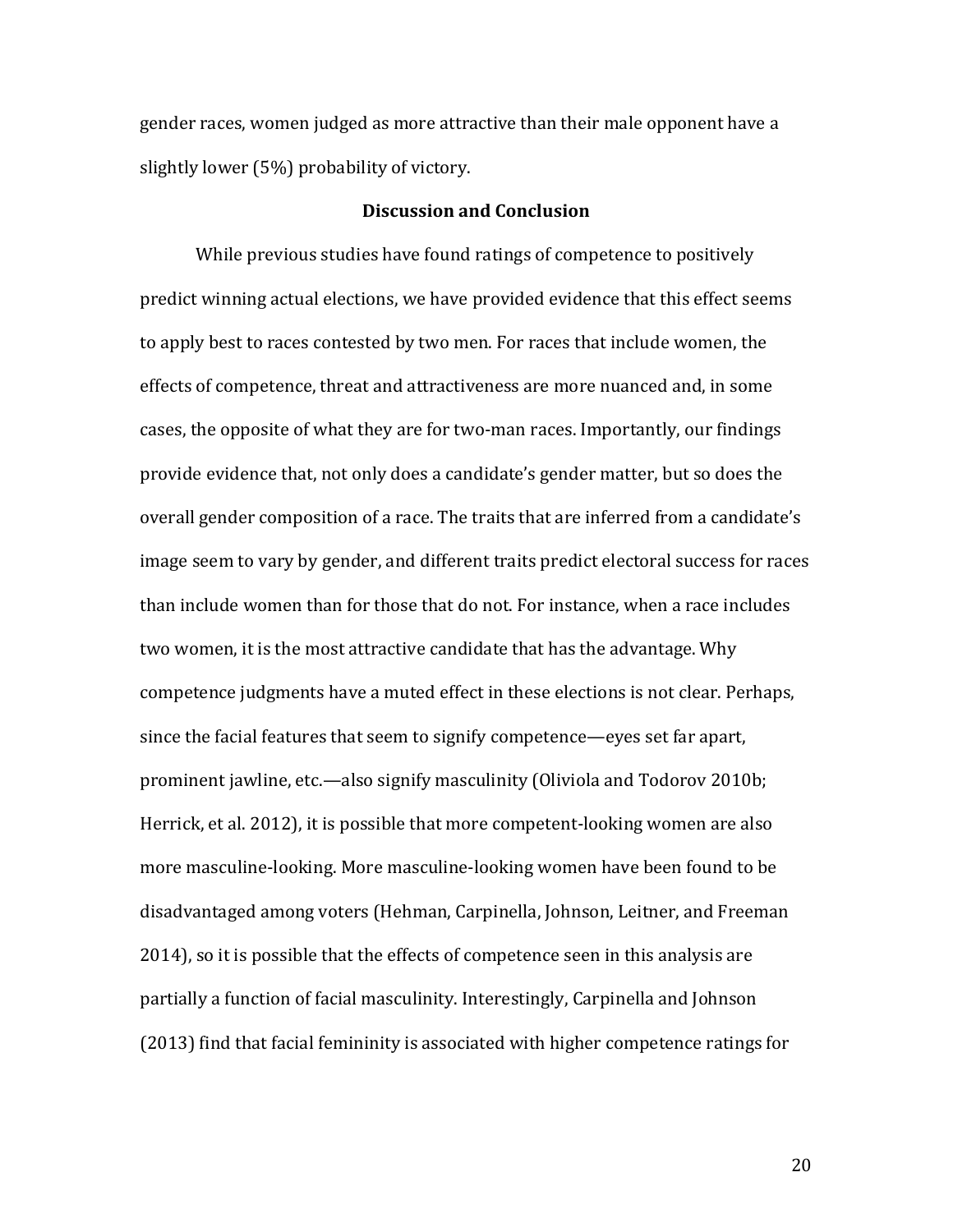gender races, women judged as more attractive than their male opponent have a slightly lower (5%) probability of victory.

## Discussion and Conclusion

While previous studies have found ratings of competence to positively predict winning actual elections, we have provided evidence that this effect seems to apply best to races contested by two men. For races that include women, the effects of competence, threat and attractiveness are more nuanced and, in some cases, the opposite of what they are for two-man races. Importantly, our findings provide evidence that, not only does a candidate's gender matter, but so does the overall gender composition of a race. The traits that are inferred from a candidate's image seem to vary by gender, and different traits predict electoral success for races than include women than for those that do not. For instance, when a race includes two women, it is the most attractive candidate that has the advantage. Why competence judgments have a muted effect in these elections is not clear. Perhaps, since the facial features that seem to signify competence—eyes set far apart, prominent jawline, etc.—also signify masculinity (Oliviola and Todorov 2010b; Herrick, et al. 2012), it is possible that more competent-looking women are also more masculine-looking. More masculine-looking women have been found to be disadvantaged among voters (Hehman, Carpinella, Johnson, Leitner, and Freeman 2014), so it is possible that the effects of competence seen in this analysis are partially a function of facial masculinity. Interestingly, Carpinella and Johnson (2013) find that facial femininity is associated with higher competence ratings for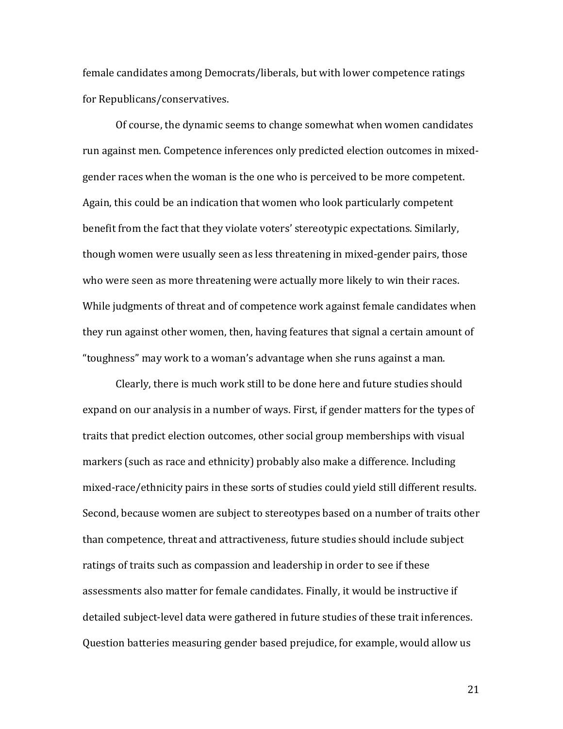female candidates among Democrats/liberals, but with lower competence ratings for Republicans/conservatives.

Of course, the dynamic seems to change somewhat when women candidates run against men. Competence inferences only predicted election outcomes in mixed-gender races when the woman is the one who is perceived to be more competent. Again, this could be an indication that women who look particularly competent benefit from the fact that they violate voters' stereotypic expectations. Similarly, though women were usually seen as less threatening in mixed-gender pairs, those who were seen as more threatening were actually more likely to win their races. While judgments of threat and of competence work against female candidates when they run against other women, then, having features that signal a certain amount of "toughness" may work to a woman's advantage when she runs against a man.

Clearly, there is much work still to be done here and future studies should expand on our analysis in a number of ways. First, if gender matters for the types of traits that predict election outcomes, other social group memberships with visual markers (such as race and ethnicity) probably also make a difference. Including mixed-race/ethnicity pairs in these sorts of studies could yield still different results. Second, because women are subject to stereotypes based on a number of traits other than competence, threat and attractiveness, future studies should include subject ratings of traits such as compassion and leadership in order to see if these assessments also matter for female candidates. Finally, it would be instructive if detailed subject-level data were gathered in future studies of these trait inferences. Question batteries measuring gender based prejudice, for example, would allow us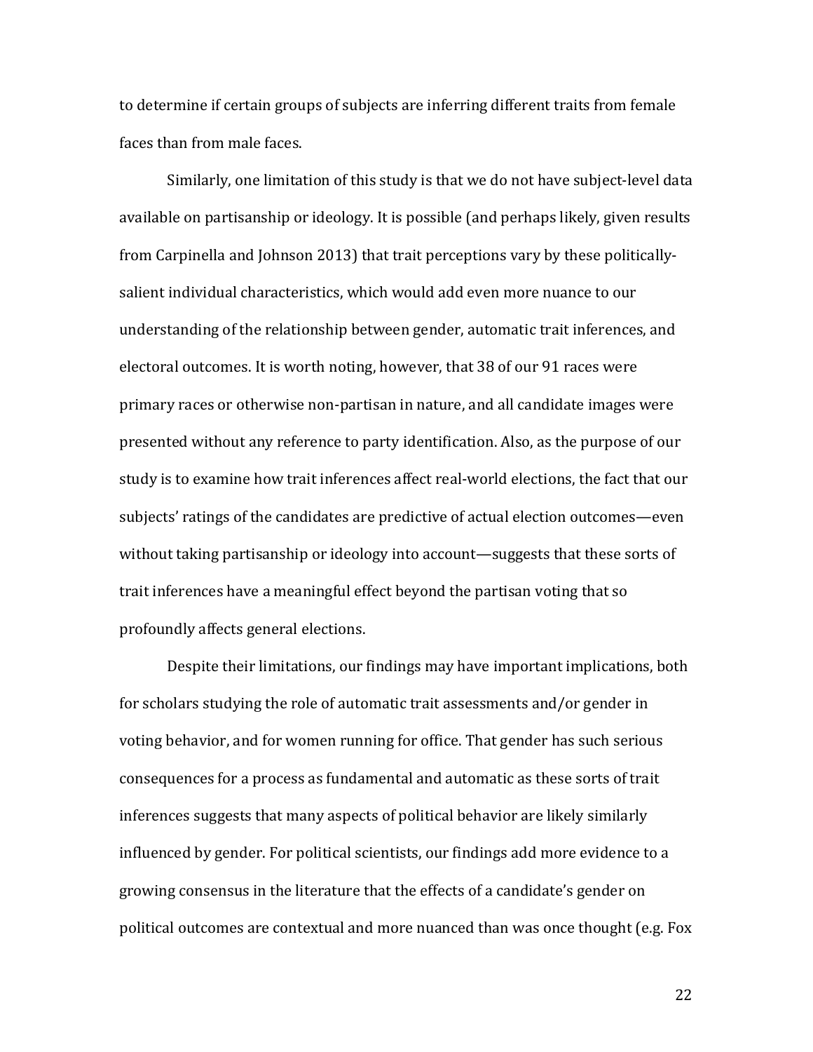to determine if certain groups of subjects are inferring different traits from female faces than from male faces.

Similarly, one limitation of this study is that we do not have subject-level data available on partisanship or ideology. It is possible (and perhaps likely, given results from Carpinella and Johnson 2013) that trait perceptions vary by these politically-salient individual characteristics, which would add even more nuance to our understanding of the relationship between gender, automatic trait inferences, and electoral outcomes. It is worth noting, however, that 38 of our 91 races were primary races or otherwise non-partisan in nature, and all candidate images were presented without any reference to party identification. Also, as the purpose of our study is to examine how trait inferences affect real-world elections, the fact that our subjects' ratings of the candidates are predictive of actual election outcomes—even without taking partisanship or ideology into account—suggests that these sorts of trait inferences have a meaningful effect beyond the partisan voting that so profoundly affects general elections.

Despite their limitations, our findings may have important implications, both for scholars studying the role of automatic trait assessments and/or gender in voting behavior, and for women running for office. That gender has such serious consequences for a process as fundamental and automatic as these sorts of trait inferences suggests that many aspects of political behavior are likely similarly influenced by gender. For political scientists, our findings add more evidence to a growing consensus in the literature that the effects of a candidate's gender on political outcomes are contextual and more nuanced than was once thought (e.g. Fox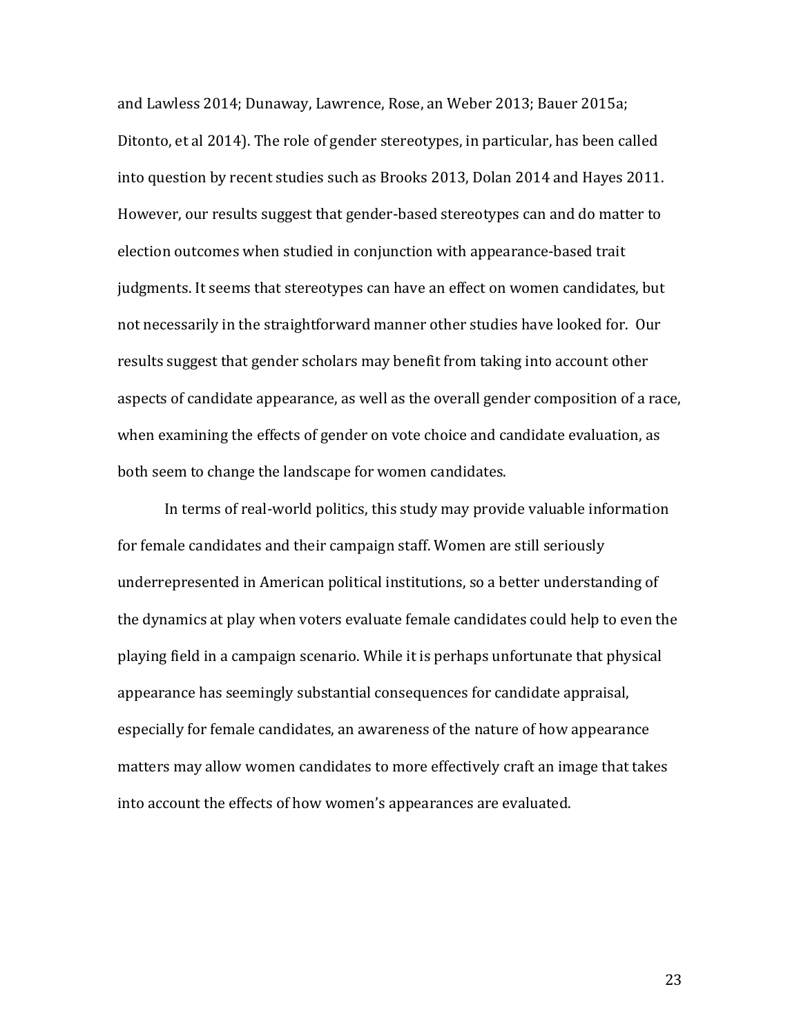and Lawless 2014; Dunaway, Lawrence, Rose, an Weber 2013; Bauer 2015a; Ditonto, et al 2014). The role of gender stereotypes, in particular, has been called into question by recent studies such as Brooks 2013, Dolan 2014 and Hayes 2011. However, our results suggest that gender-based stereotypes can and do matter to election outcomes when studied in conjunction with appearance-based trait judgments. It seems that stereotypes can have an effect on women candidates, but not necessarily in the straightforward manner other studies have looked for. Our results suggest that gender scholars may benefit from taking into account other aspects of candidate appearance, as well as the overall gender composition of a race, when examining the effects of gender on vote choice and candidate evaluation, as both seem to change the landscape for women candidates.

In terms of real-world politics, this study may provide valuable information for female candidates and their campaign staff. Women are still seriously underrepresented in American political institutions, so a better understanding of the dynamics at play when voters evaluate female candidates could help to even the playing field in a campaign scenario. While it is perhaps unfortunate that physical appearance has seemingly substantial consequences for candidate appraisal, especially for female candidates, an awareness of the nature of how appearance matters may allow women candidates to more effectively craft an image that takes into account the effects of how women's appearances are evaluated.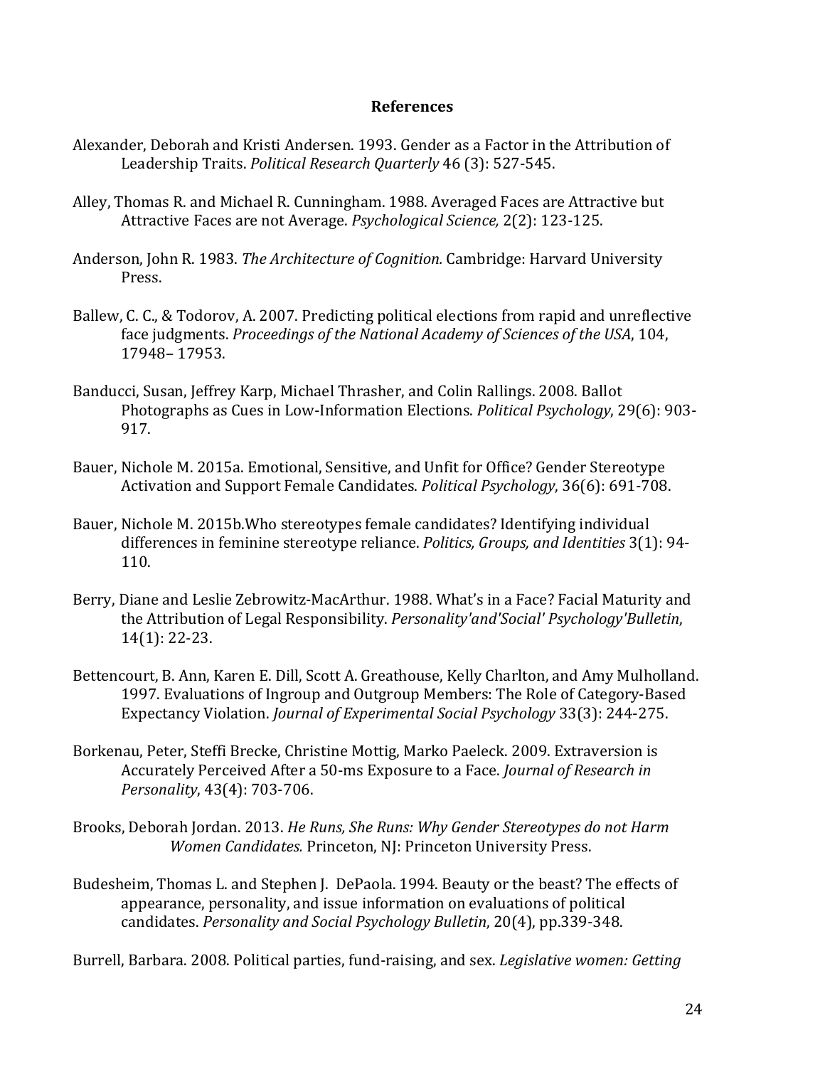## References

Alexander, Deborah and Kristi Andersen. 1993. Gender as a Factor in the Attribution of Leadership Traits. *Political Research Quarterly* 46 (3): 527-545.

Alley, Thomas R. and Michael R. Cunningham. 1988. Averaged Faces are Attractive but Attractive Faces are not Average. *Psychological Science,* 2(2): 123-125.

Anderson, John R. 1983. *The Architecture of Cognition.* Cambridge: Harvard University Press.

Ballew, C. C., & Todorov, A. 2007. Predicting political elections from rapid and unreflective face judgments. *Proceedings of the National Academy of Sciences of the USA*, 104, 17948– 17953.

Banducci, Susan, Jeffrey Karp, Michael Thrasher, and Colin Rallings. 2008. Ballot Photographs as Cues in Low-Information Elections. *Political Psychology*, 29(6): 903-917.

Bauer, Nichole M. 2015a. Emotional, Sensitive, and Unfit for Office? Gender Stereotype Activation and Support Female Candidates. *Political Psychology*, 36(6): 691-708.

Bauer, Nichole M. 2015b.Who stereotypes female candidates? Identifying individual differences in feminine stereotype reliance. *Politics, Groups, and Identities* 3(1): 94-110.

Berry, Diane and Leslie Zebrowitz-MacArthur. 1988. What's in a Face? Facial Maturity and the Attribution of Legal Responsibility. *Personality'and'Social' Psychology'Bulletin*, 14(1): 22-23.

Bettencourt, B. Ann, Karen E. Dill, Scott A. Greathouse, Kelly Charlton, and Amy Mulholland. 1997. Evaluations of Ingroup and Outgroup Members: The Role of Category-Based Expectancy Violation. *Journal of Experimental Social Psychology* 33(3): 244-275.

Borkenau, Peter, Steffi Brecke, Christine Mottig, Marko Paeleck. 2009. Extraversion is Accurately Perceived After a 50-ms Exposure to a Face. *Journal of Research in Personality*, 43(4): 703-706.

Brooks, Deborah Jordan. 2013. *He Runs, She Runs: Why Gender Stereotypes do not Harm Women Candidates.* Princeton, NJ: Princeton University Press.

Budesheim, Thomas L. and Stephen J. DePaola. 1994. Beauty or the beast? The effects of appearance, personality, and issue information on evaluations of political candidates. *Personality and Social Psychology Bulletin*, 20(4), pp.339-348.

Burrell, Barbara. 2008. Political parties, fund-raising, and sex. *Legislative women: Getting*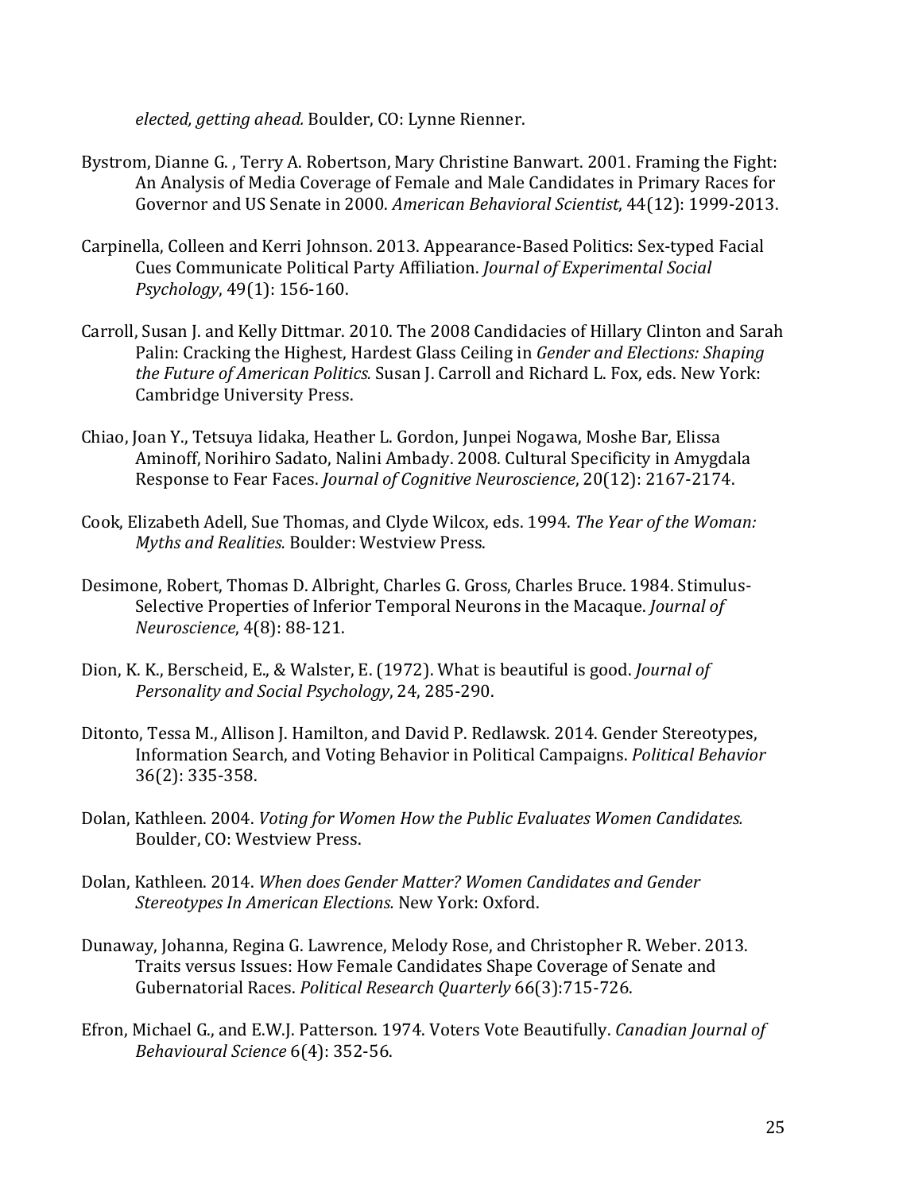*elected, getting ahead.* Boulder, CO: Lynne Rienner.

Bystrom, Dianne G. , Terry A. Robertson, Mary Christine Banwart. 2001. Framing the Fight: An Analysis of Media Coverage of Female and Male Candidates in Primary Races for Governor and US Senate in 2000. *American Behavioral Scientist*, 44(12): 1999-2013.

Carpinella, Colleen and Kerri Johnson. 2013. Appearance-Based Politics: Sex-typed Facial Cues Communicate Political Party Affiliation. *Journal of Experimental Social Psychology*, 49(1): 156-160.

Carroll, Susan J. and Kelly Dittmar. 2010. The 2008 Candidacies of Hillary Clinton and Sarah Palin: Cracking the Highest, Hardest Glass Ceiling in *Gender and Elections: Shaping the Future of American Politics.* Susan J. Carroll and Richard L. Fox, eds. New York: Cambridge University Press.

Chiao, Joan Y., Tetsuya Iidaka, Heather L. Gordon, Junpei Nogawa, Moshe Bar, Elissa Aminoff, Norihiro Sadato, Nalini Ambady. 2008. Cultural Specificity in Amygdala Response to Fear Faces. *Journal of Cognitive Neuroscience*, 20(12): 2167-2174.

Cook, Elizabeth Adell, Sue Thomas, and Clyde Wilcox, eds. 1994. *The Year of the Woman: Myths and Realities.* Boulder: Westview Press.

Desimone, Robert, Thomas D. Albright, Charles G. Gross, Charles Bruce. 1984. Stimulus-Selective Properties of Inferior Temporal Neurons in the Macaque. *Journal of Neuroscience*, 4(8): 88-121.

Dion, K. K., Berscheid, E., & Walster, E. (1972). What is beautiful is good. *Journal of Personality and Social Psychology*, 24, 285-290.

Ditonto, Tessa M., Allison J. Hamilton, and David P. Redlawsk. 2014. Gender Stereotypes, Information Search, and Voting Behavior in Political Campaigns. *Political Behavior* 36(2): 335-358.

Dolan, Kathleen. 2004. *Voting for Women How the Public Evaluates Women Candidates.* Boulder, CO: Westview Press.

Dolan, Kathleen. 2014. *When does Gender Matter? Women Candidates and Gender Stereotypes In American Elections.* New York: Oxford.

Dunaway, Johanna, Regina G. Lawrence, Melody Rose, and Christopher R. Weber. 2013. Traits versus Issues: How Female Candidates Shape Coverage of Senate and Gubernatorial Races. *Political Research Quarterly* 66(3):715-726.

Efron, Michael G., and E.W.J. Patterson. 1974. Voters Vote Beautifully. *Canadian Journal of Behavioural Science* 6(4): 352-56.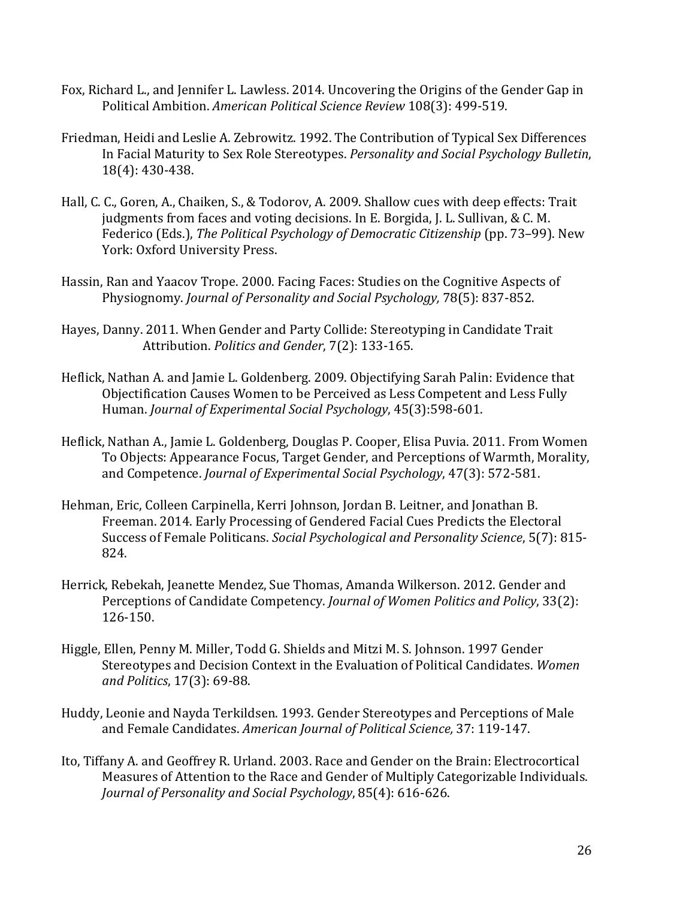Fox, Richard L., and Jennifer L. Lawless. 2014. Uncovering the Origins of the Gender Gap in Political Ambition. *American Political Science Review* 108(3): 499-519.

Friedman, Heidi and Leslie A. Zebrowitz. 1992. The Contribution of Typical Sex Differences In Facial Maturity to Sex Role Stereotypes. *Personality and Social Psychology Bulletin*, 18(4): 430-438.

Hall, C. C., Goren, A., Chaiken, S., & Todorov, A. 2009. Shallow cues with deep effects: Trait judgments from faces and voting decisions. In E. Borgida, J. L. Sullivan, & C. M. Federico (Eds.), *The Political Psychology of Democratic Citizenship* (pp. 73–99). New York: Oxford University Press.

Hassin, Ran and Yaacov Trope. 2000. Facing Faces: Studies on the Cognitive Aspects of Physiognomy. *Journal of Personality and Social Psychology,* 78(5): 837-852.

Hayes, Danny. 2011. When Gender and Party Collide: Stereotyping in Candidate Trait Attribution. *Politics and Gender*, 7(2): 133-165.

Heflick, Nathan A. and Jamie L. Goldenberg. 2009. Objectifying Sarah Palin: Evidence that Objectification Causes Women to be Perceived as Less Competent and Less Fully Human. *Journal of Experimental Social Psychology*, 45(3):598-601.

Heflick, Nathan A., Jamie L. Goldenberg, Douglas P. Cooper, Elisa Puvia. 2011. From Women To Objects: Appearance Focus, Target Gender, and Perceptions of Warmth, Morality, and Competence. *Journal of Experimental Social Psychology*, 47(3): 572-581.

Hehman, Eric, Colleen Carpinella, Kerri Johnson, Jordan B. Leitner, and Jonathan B. Freeman. 2014. Early Processing of Gendered Facial Cues Predicts the Electoral Success of Female Politicans. *Social Psychological and Personality Science*, 5(7): 815-824.

Herrick, Rebekah, Jeanette Mendez, Sue Thomas, Amanda Wilkerson. 2012. Gender and Perceptions of Candidate Competency. *Journal of Women Politics and Policy*, 33(2): 126-150.

Higgle, Ellen, Penny M. Miller, Todd G. Shields and Mitzi M. S. Johnson. 1997 Gender Stereotypes and Decision Context in the Evaluation of Political Candidates. *Women and Politics*, 17(3): 69-88.

Huddy, Leonie and Nayda Terkildsen. 1993. Gender Stereotypes and Perceptions of Male and Female Candidates. *American Journal of Political Science,* 37: 119-147.

Ito, Tiffany A. and Geoffrey R. Urland. 2003. Race and Gender on the Brain: Electrocortical Measures of Attention to the Race and Gender of Multiply Categorizable Individuals. *Journal of Personality and Social Psychology*, 85(4): 616-626.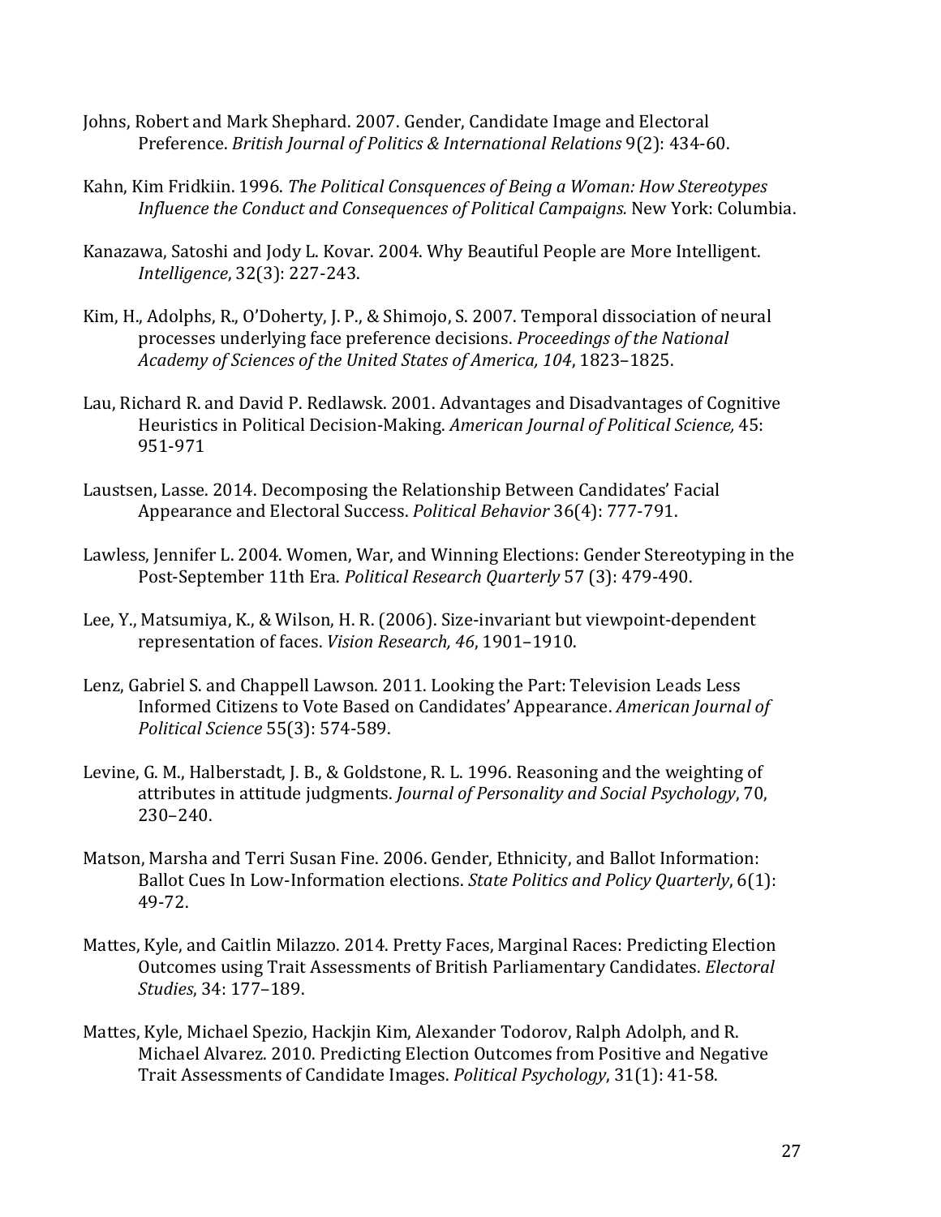Johns, Robert and Mark Shephard. 2007. Gender, Candidate Image and Electoral Preference. *British Journal of Politics & International Relations* 9(2): 434-60.

Kahn, Kim Fridkiin. 1996. *The Political Consquences of Being a Woman: How Stereotypes Influence the Conduct and Consequences of Political Campaigns.* New York: Columbia.

Kanazawa, Satoshi and Jody L. Kovar. 2004. Why Beautiful People are More Intelligent. *Intelligence*, 32(3): 227-243.

Kim, H., Adolphs, R., O'Doherty, J. P., & Shimojo, S. 2007. Temporal dissociation of neural processes underlying face preference decisions. *Proceedings of the National Academy of Sciences of the United States of America, 104*, 1823–1825.

Lau, Richard R. and David P. Redlawsk. 2001. Advantages and Disadvantages of Cognitive Heuristics in Political Decision-Making. *American Journal of Political Science,* 45: 951-971

Laustsen, Lasse. 2014. Decomposing the Relationship Between Candidates' Facial Appearance and Electoral Success. *Political Behavior* 36(4): 777-791.

Lawless, Jennifer L. 2004. Women, War, and Winning Elections: Gender Stereotyping in the Post-September 11th Era. *Political Research Quarterly* 57 (3): 479-490.

Lee, Y., Matsumiya, K., & Wilson, H. R. (2006). Size-invariant but viewpoint-dependent representation of faces. *Vision Research, 46*, 1901–1910.

Lenz, Gabriel S. and Chappell Lawson. 2011. Looking the Part: Television Leads Less Informed Citizens to Vote Based on Candidates' Appearance. *American Journal of Political Science* 55(3): 574-589.

Levine, G. M., Halberstadt, J. B., & Goldstone, R. L. 1996. Reasoning and the weighting of attributes in attitude judgments. *Journal of Personality and Social Psychology*, 70, 230–240.

Matson, Marsha and Terri Susan Fine. 2006. Gender, Ethnicity, and Ballot Information: Ballot Cues In Low-Information elections. *State Politics and Policy Quarterly*, 6(1): 49-72.

Mattes, Kyle, and Caitlin Milazzo. 2014. Pretty Faces, Marginal Races: Predicting Election Outcomes using Trait Assessments of British Parliamentary Candidates. *Electoral Studies*, 34: 177–189.

Mattes, Kyle, Michael Spezio, Hackjin Kim, Alexander Todorov, Ralph Adolph, and R. Michael Alvarez. 2010. Predicting Election Outcomes from Positive and Negative Trait Assessments of Candidate Images. *Political Psychology*, 31(1): 41-58.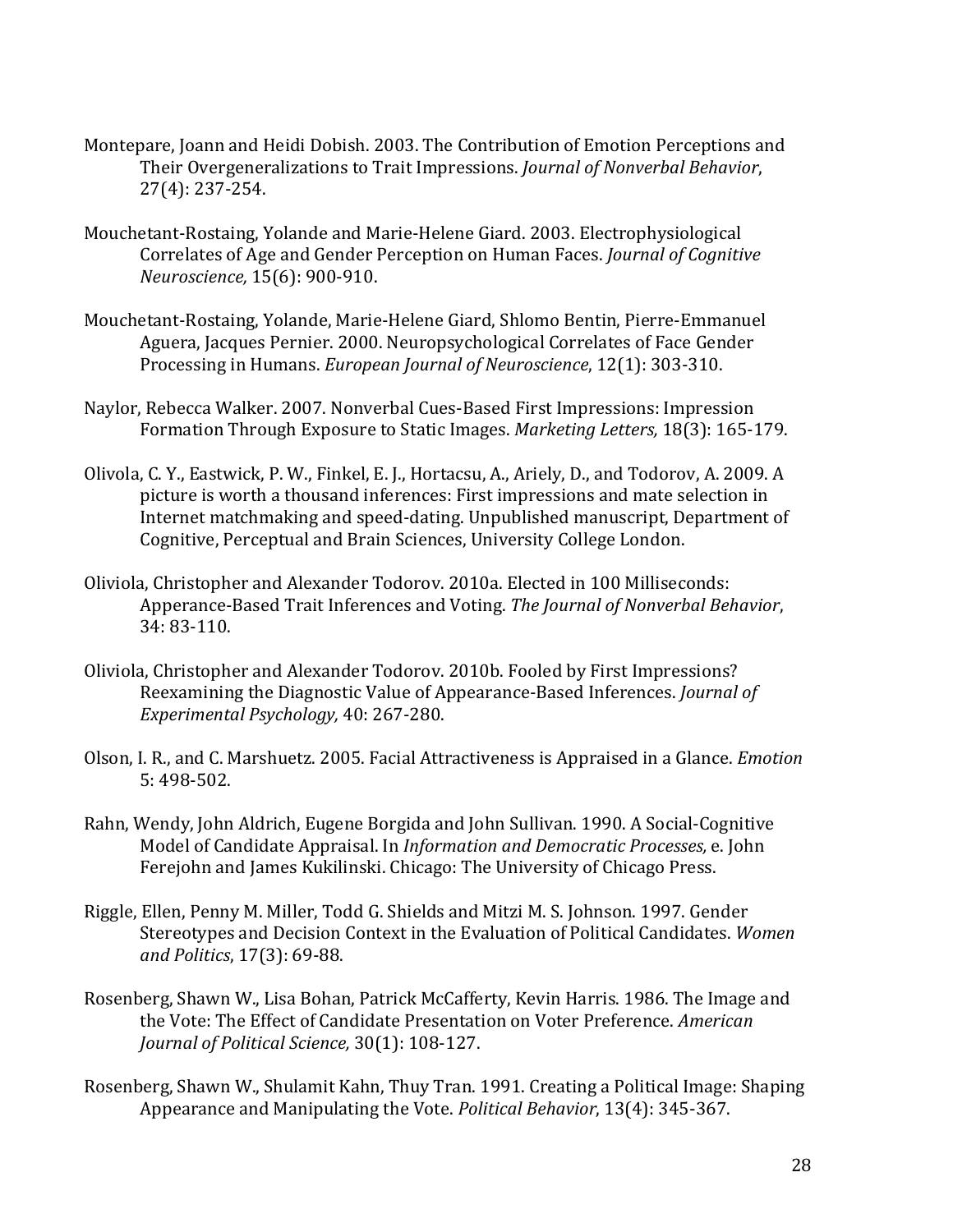Montepare, Joann and Heidi Dobish. 2003. The Contribution of Emotion Perceptions and Their Overgeneralizations to Trait Impressions. *Journal of Nonverbal Behavior*, 27(4): 237-254.

Mouchetant-Rostaing, Yolande and Marie-Helene Giard. 2003. Electrophysiological Correlates of Age and Gender Perception on Human Faces. *Journal of Cognitive Neuroscience,* 15(6): 900-910.

Mouchetant-Rostaing, Yolande, Marie-Helene Giard, Shlomo Bentin, Pierre-Emmanuel Aguera, Jacques Pernier. 2000. Neuropsychological Correlates of Face Gender Processing in Humans. *European Journal of Neuroscience*, 12(1): 303-310.

Naylor, Rebecca Walker. 2007. Nonverbal Cues-Based First Impressions: Impression Formation Through Exposure to Static Images. *Marketing Letters,* 18(3): 165-179.

Olivola, C. Y., Eastwick, P. W., Finkel, E. J., Hortacsu, A., Ariely, D., and Todorov, A. 2009. A picture is worth a thousand inferences: First impressions and mate selection in Internet matchmaking and speed-dating. Unpublished manuscript, Department of Cognitive, Perceptual and Brain Sciences, University College London.

Oliviola, Christopher and Alexander Todorov. 2010a. Elected in 100 Milliseconds: Apperance-Based Trait Inferences and Voting. *The Journal of Nonverbal Behavior*, 34: 83-110.

Oliviola, Christopher and Alexander Todorov. 2010b. Fooled by First Impressions? Reexamining the Diagnostic Value of Appearance-Based Inferences. *Journal of Experimental Psychology,* 40: 267-280.

Olson, I. R., and C. Marshuetz. 2005. Facial Attractiveness is Appraised in a Glance. *Emotion* 5: 498-502.

Rahn, Wendy, John Aldrich, Eugene Borgida and John Sullivan. 1990. A Social-Cognitive Model of Candidate Appraisal. In *Information and Democratic Processes,* e. John Ferejohn and James Kukilinski. Chicago: The University of Chicago Press.

Riggle, Ellen, Penny M. Miller, Todd G. Shields and Mitzi M. S. Johnson. 1997. Gender Stereotypes and Decision Context in the Evaluation of Political Candidates. *Women and Politics*, 17(3): 69-88.

Rosenberg, Shawn W., Lisa Bohan, Patrick McCafferty, Kevin Harris. 1986. The Image and the Vote: The Effect of Candidate Presentation on Voter Preference. *American Journal of Political Science,* 30(1): 108-127.

Rosenberg, Shawn W., Shulamit Kahn, Thuy Tran. 1991. Creating a Political Image: Shaping Appearance and Manipulating the Vote. *Political Behavior*, 13(4): 345-367.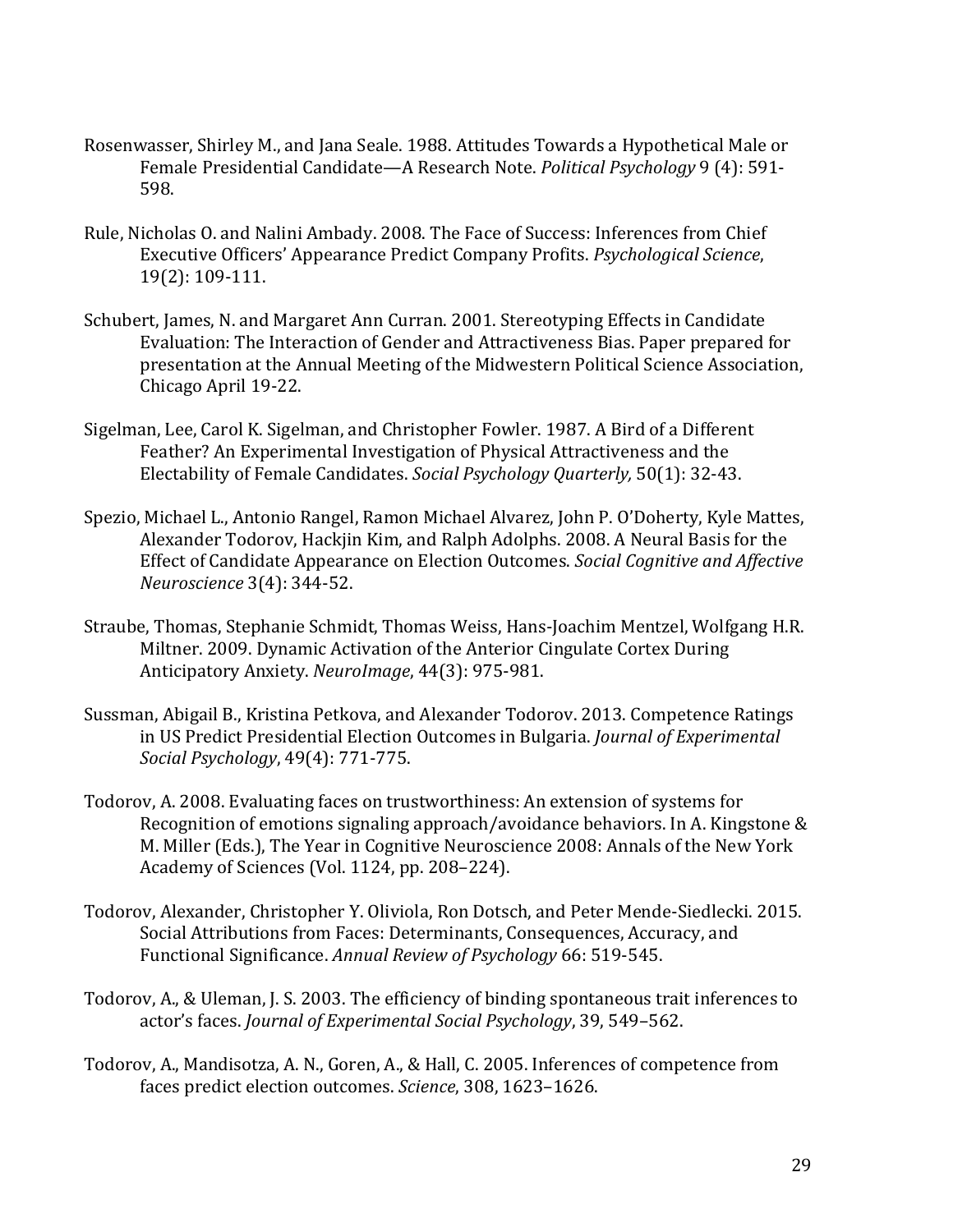Rosenwasser, Shirley M., and Jana Seale. 1988. Attitudes Towards a Hypothetical Male or Female Presidential Candidate—A Research Note. *Political Psychology* 9 (4): 591-598.

Rule, Nicholas O. and Nalini Ambady. 2008. The Face of Success: Inferences from Chief Executive Officers' Appearance Predict Company Profits. *Psychological Science*, 19(2): 109-111.

Schubert, James, N. and Margaret Ann Curran. 2001. Stereotyping Effects in Candidate Evaluation: The Interaction of Gender and Attractiveness Bias. Paper prepared for presentation at the Annual Meeting of the Midwestern Political Science Association, Chicago April 19-22.

Sigelman, Lee, Carol K. Sigelman, and Christopher Fowler. 1987. A Bird of a Different Feather? An Experimental Investigation of Physical Attractiveness and the Electability of Female Candidates. *Social Psychology Quarterly,* 50(1): 32-43.

Spezio, Michael L., Antonio Rangel, Ramon Michael Alvarez, John P. O'Doherty, Kyle Mattes, Alexander Todorov, Hackjin Kim, and Ralph Adolphs. 2008. A Neural Basis for the Effect of Candidate Appearance on Election Outcomes. *Social Cognitive and Affective Neuroscience* 3(4): 344-52.

Straube, Thomas, Stephanie Schmidt, Thomas Weiss, Hans-Joachim Mentzel, Wolfgang H.R. Miltner. 2009. Dynamic Activation of the Anterior Cingulate Cortex During Anticipatory Anxiety. *NeuroImage*, 44(3): 975-981.

Sussman, Abigail B., Kristina Petkova, and Alexander Todorov. 2013. Competence Ratings in US Predict Presidential Election Outcomes in Bulgaria. *Journal of Experimental Social Psychology*, 49(4): 771-775.

Todorov, A. 2008. Evaluating faces on trustworthiness: An extension of systems for Recognition of emotions signaling approach/avoidance behaviors. In A. Kingstone & M. Miller (Eds.), The Year in Cognitive Neuroscience 2008: Annals of the New York Academy of Sciences (Vol. 1124, pp. 208–224).

Todorov, Alexander, Christopher Y. Oliviola, Ron Dotsch, and Peter Mende-Siedlecki. 2015. Social Attributions from Faces: Determinants, Consequences, Accuracy, and Functional Significance. *Annual Review of Psychology* 66: 519-545.

Todorov, A., & Uleman, J. S. 2003. The efficiency of binding spontaneous trait inferences to actor's faces. *Journal of Experimental Social Psychology*, 39, 549–562.

Todorov, A., Mandisotza, A. N., Goren, A., & Hall, C. 2005. Inferences of competence from faces predict election outcomes. *Science*, 308, 1623–1626.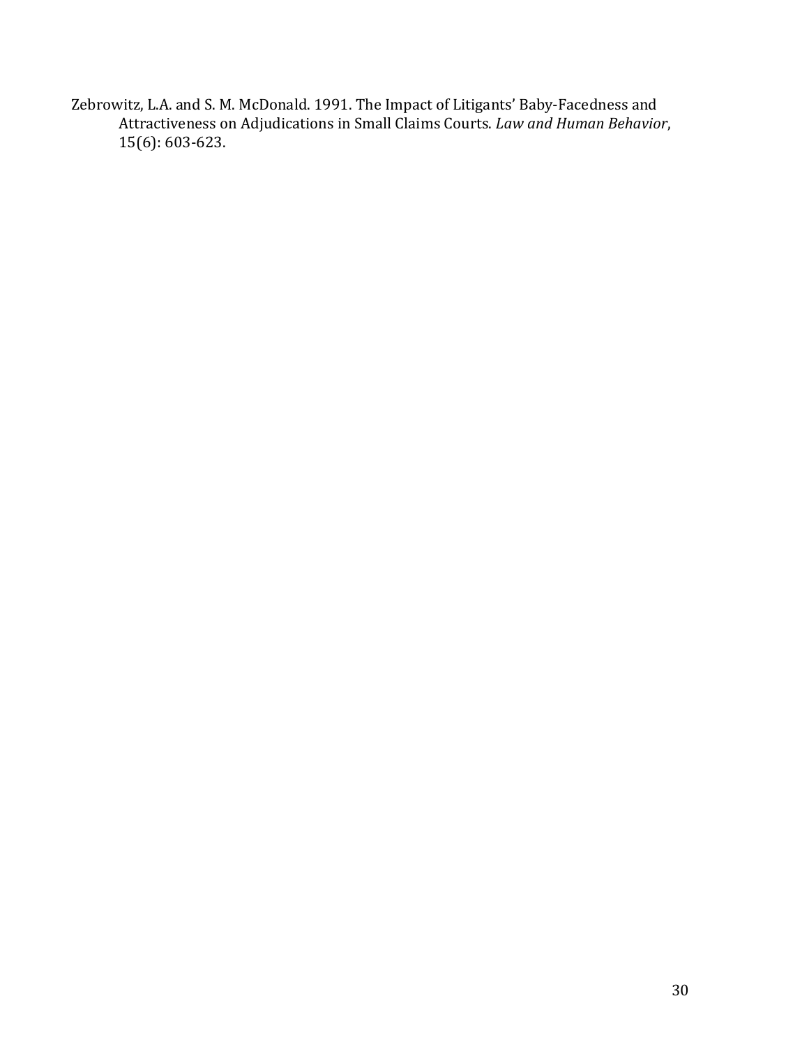Zebrowitz, L.A. and S. M. McDonald. 1991. The Impact of Litigants' Baby-Facedness and Attractiveness on Adjudications in Small Claims Courts. *Law and Human Behavior*, 15(6): 603-623.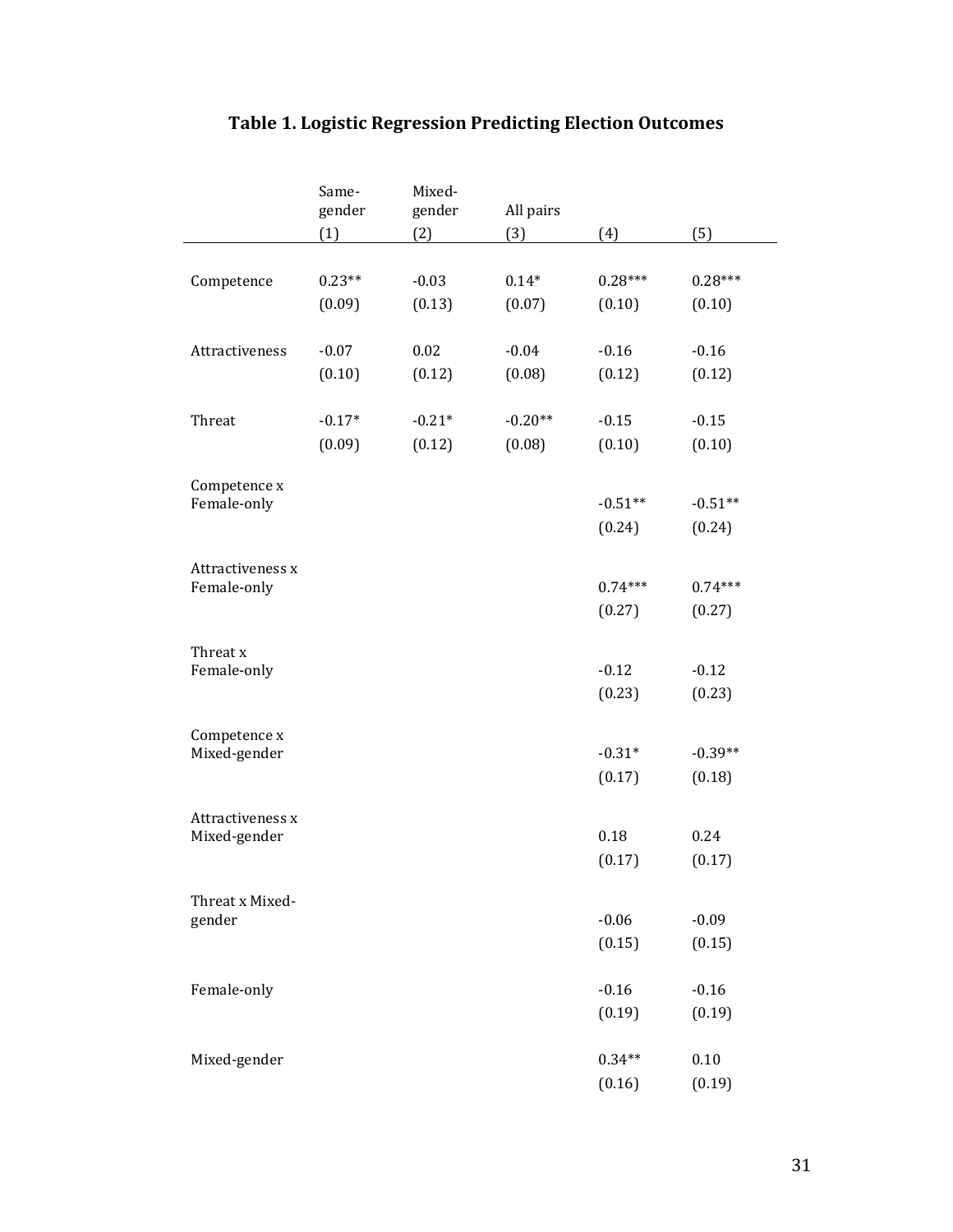## Table 1. Logistic Regression Predicting Election Outcomes

| | Same-gender (1) | Mixed-gender (2) | All pairs (3) | (4) | (5) |
|---|---|---|---|---|---|
| Competence | 0.23** | -0.03 | 0.14* | 0.28*** | 0.28*** |
| | (0.09) | (0.13) | (0.07) | (0.10) | (0.10) |
| Attractiveness | -0.07 | 0.02 | -0.04 | -0.16 | -0.16 |
| | (0.10) | (0.12) | (0.08) | (0.12) | (0.12) |
| Threat | -0.17* | -0.21* | -0.20** | -0.15 | -0.15 |
| | (0.09) | (0.12) | (0.08) | (0.10) | (0.10) |
| Competence x Female-only | | | | -0.51** | -0.51** |
| | | | | (0.24) | (0.24) |
| Attractiveness x Female-only | | | | 0.74*** | 0.74*** |
| | | | | (0.27) | (0.27) |
| Threat x Female-only | | | | -0.12 | -0.12 |
| | | | | (0.23) | (0.23) |
| Competence x Mixed-gender | | | | -0.31* | -0.39** |
| | | | | (0.17) | (0.18) |
| Attractiveness x Mixed-gender | | | | 0.18 | 0.24 |
| | | | | (0.17) | (0.17) |
| Threat x Mixed-gender | | | | -0.06 | -0.09 |
| | | | | (0.15) | (0.15) |
| Female-only | | | | -0.16 | -0.16 |
| | | | | (0.19) | (0.19) |
| Mixed-gender | | | | 0.34** | 0.10 |
| | | | | (0.16) | (0.19) |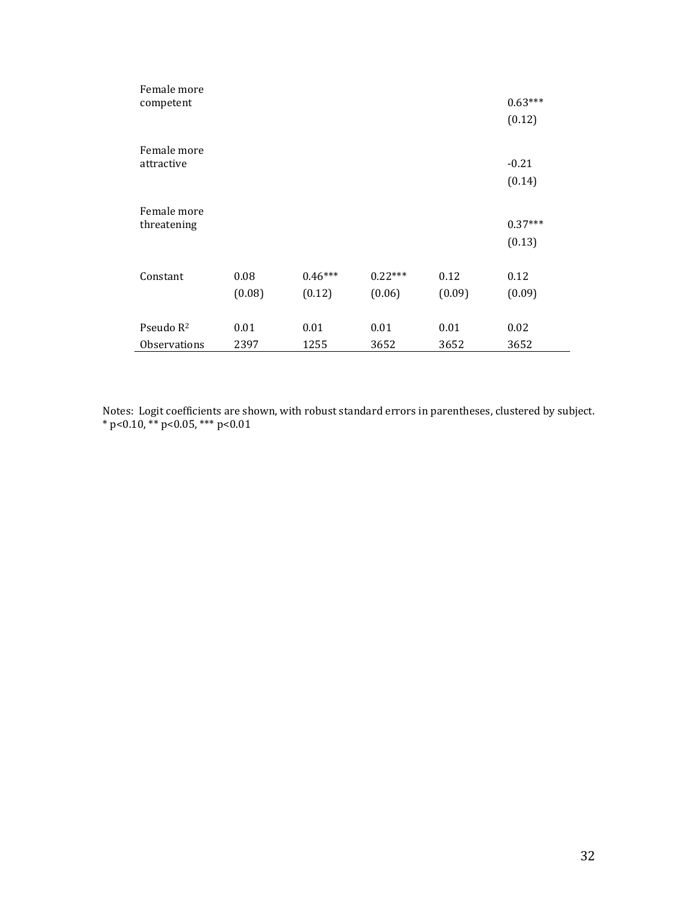| | | | | | |
|---|---|---|---|---|---|
| Female more competent | | | | | 0.63*** |
| | | | | | (0.12) |
| Female more attractive | | | | | -0.21 |
| | | | | | (0.14) |
| Female more threatening | | | | | 0.37*** |
| | | | | | (0.13) |
| Constant | 0.08 | 0.46*** | 0.22*** | 0.12 | 0.12 |
| | (0.08) | (0.12) | (0.06) | (0.09) | (0.09) |
| Pseudo $R^2$ | 0.01 | 0.01 | 0.01 | 0.01 | 0.02 |
| Observations | 2397 | 1255 | 3652 | 3652 | 3652 |

Notes: Logit coefficients are shown, with robust standard errors in parentheses, clustered by subject.
* p<0.10, ** p<0.05, *** p<0.01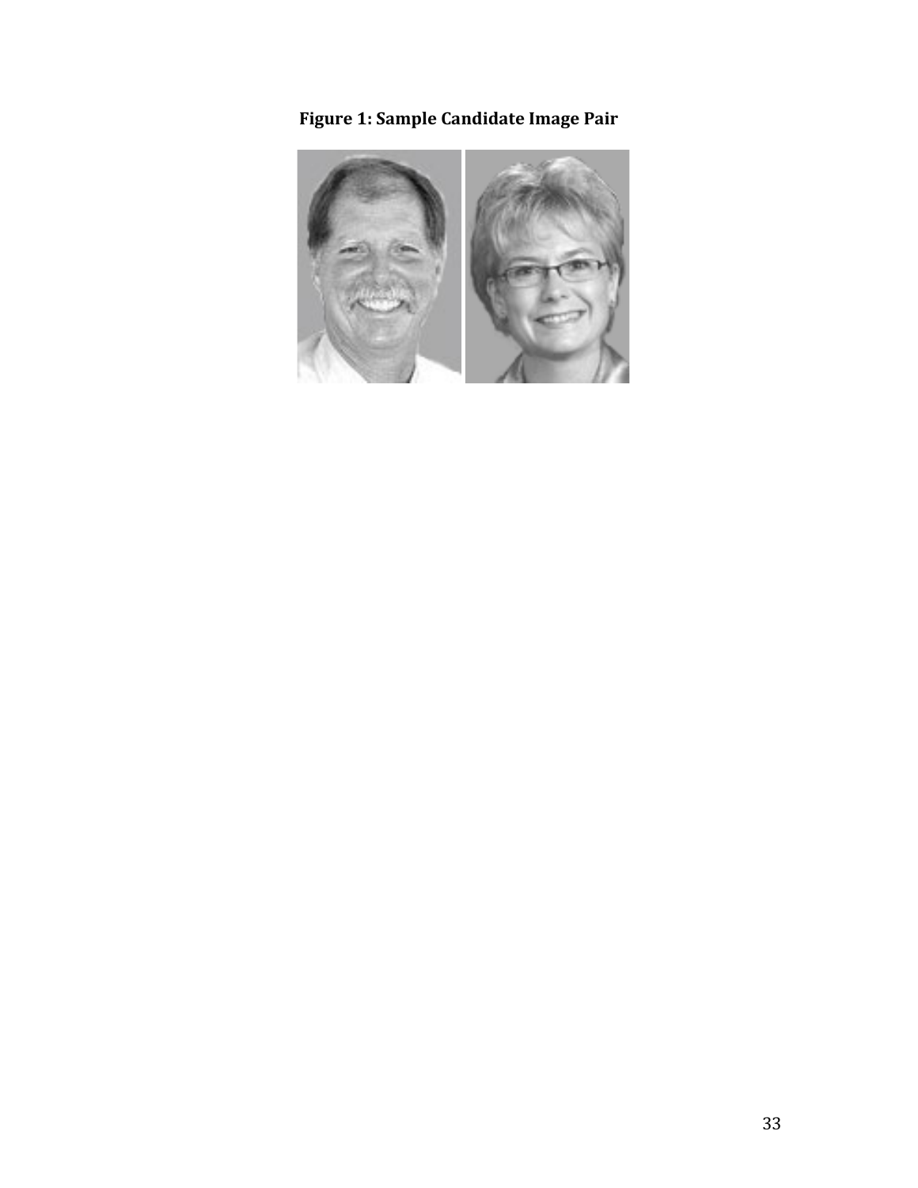**Figure 1: Sample Candidate Image Pair**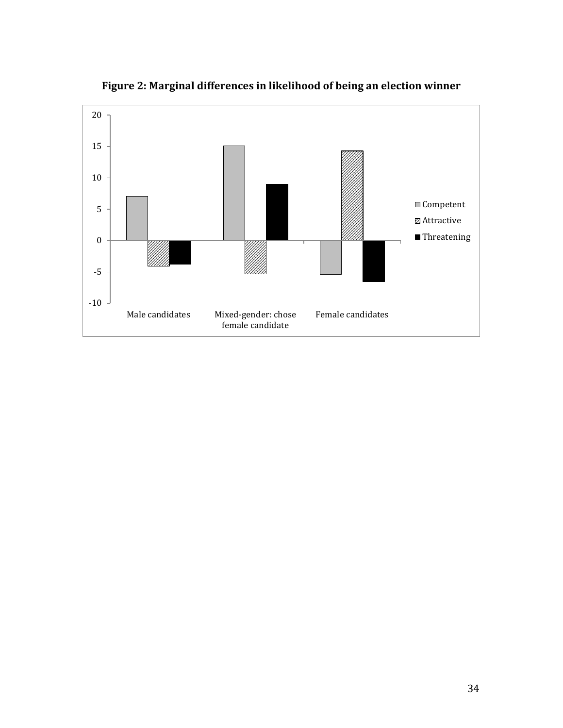**Figure 2: Marginal differences in likelihood of being an election winner**

20

15

10

5

0

-5

-10

Male candidates

Mixed-gender: chose female candidate

Female candidates

Competent

Attractive

Threatening